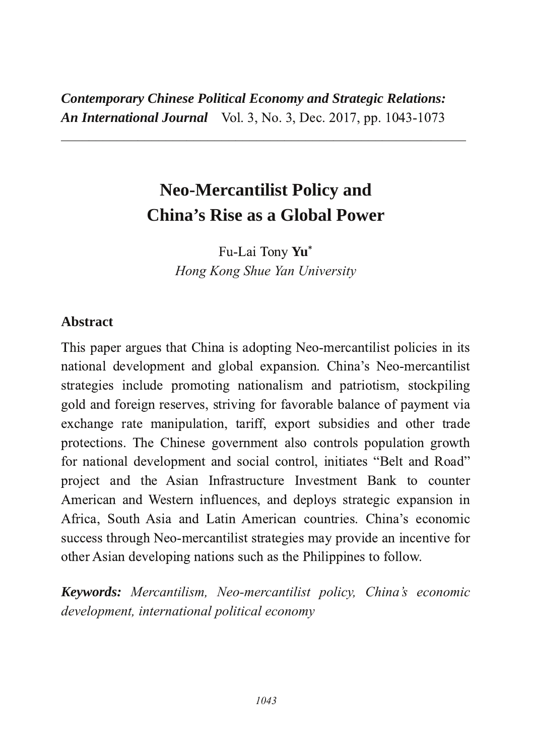# Neo-Mercantilist Policy and China's Rise as a Global Power

Fu-Lai Tony **Yu**[*]

*Hong Kong Shue Yan University*

## Abstract

This paper argues that China is adopting Neo-mercantilist policies in its national development and global expansion. China's Neo-mercantilist strategies include promoting nationalism and patriotism, stockpiling gold and foreign reserves, striving for favorable balance of payment via exchange rate manipulation, tariff, export subsidies and other trade protections. The Chinese government also controls population growth for national development and social control, initiates "Belt and Road" project and the Asian Infrastructure Investment Bank to counter American and Western influences, and deploys strategic expansion in Africa, South Asia and Latin American countries. China's economic success through Neo-mercantilist strategies may provide an incentive for other Asian developing nations such as the Philippines to follow.

***Keywords:*** *Mercantilism, Neo-mercantilist policy, China's economic development, international political economy*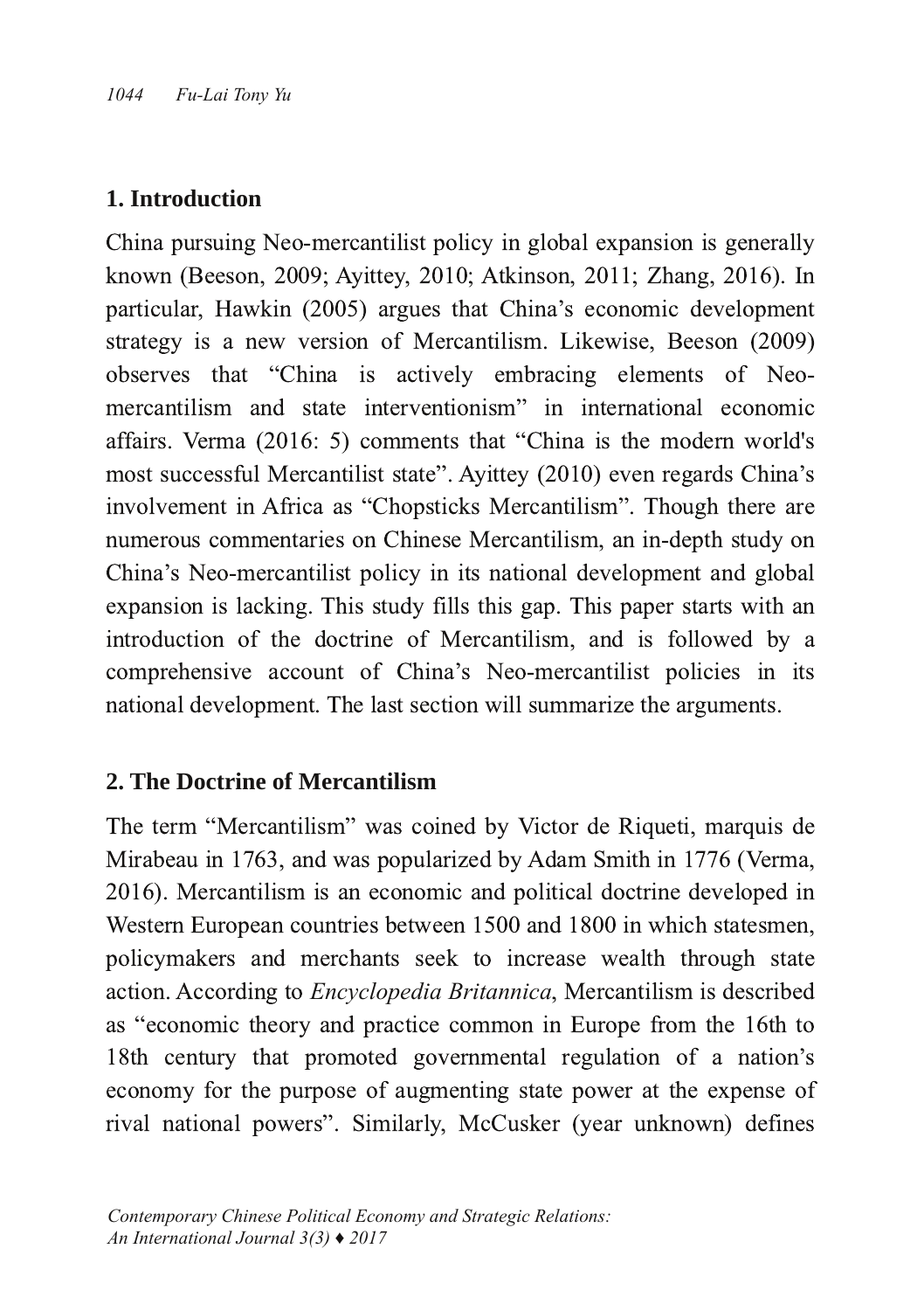## 1. Introduction

China pursuing Neo-mercantilist policy in global expansion is generally known (Beeson, 2009; Ayittey, 2010; Atkinson, 2011; Zhang, 2016). In particular, Hawkin (2005) argues that China's economic development strategy is a new version of Mercantilism. Likewise, Beeson (2009) observes that "China is actively embracing elements of Neo-mercantilism and state interventionism" in international economic affairs. Verma (2016: 5) comments that "China is the modern world's most successful Mercantilist state". Ayittey (2010) even regards China's involvement in Africa as "Chopsticks Mercantilism". Though there are numerous commentaries on Chinese Mercantilism, an in-depth study on China's Neo-mercantilist policy in its national development and global expansion is lacking. This study fills this gap. This paper starts with an introduction of the doctrine of Mercantilism, and is followed by a comprehensive account of China's Neo-mercantilist policies in its national development. The last section will summarize the arguments.

## 2. The Doctrine of Mercantilism

The term "Mercantilism" was coined by Victor de Riqueti, marquis de Mirabeau in 1763, and was popularized by Adam Smith in 1776 (Verma, 2016). Mercantilism is an economic and political doctrine developed in Western European countries between 1500 and 1800 in which statesmen, policymakers and merchants seek to increase wealth through state action. According to *Encyclopedia Britannica*, Mercantilism is described as "economic theory and practice common in Europe from the 16th to 18th century that promoted governmental regulation of a nation's economy for the purpose of augmenting state power at the expense of rival national powers". Similarly, McCusker (year unknown) defines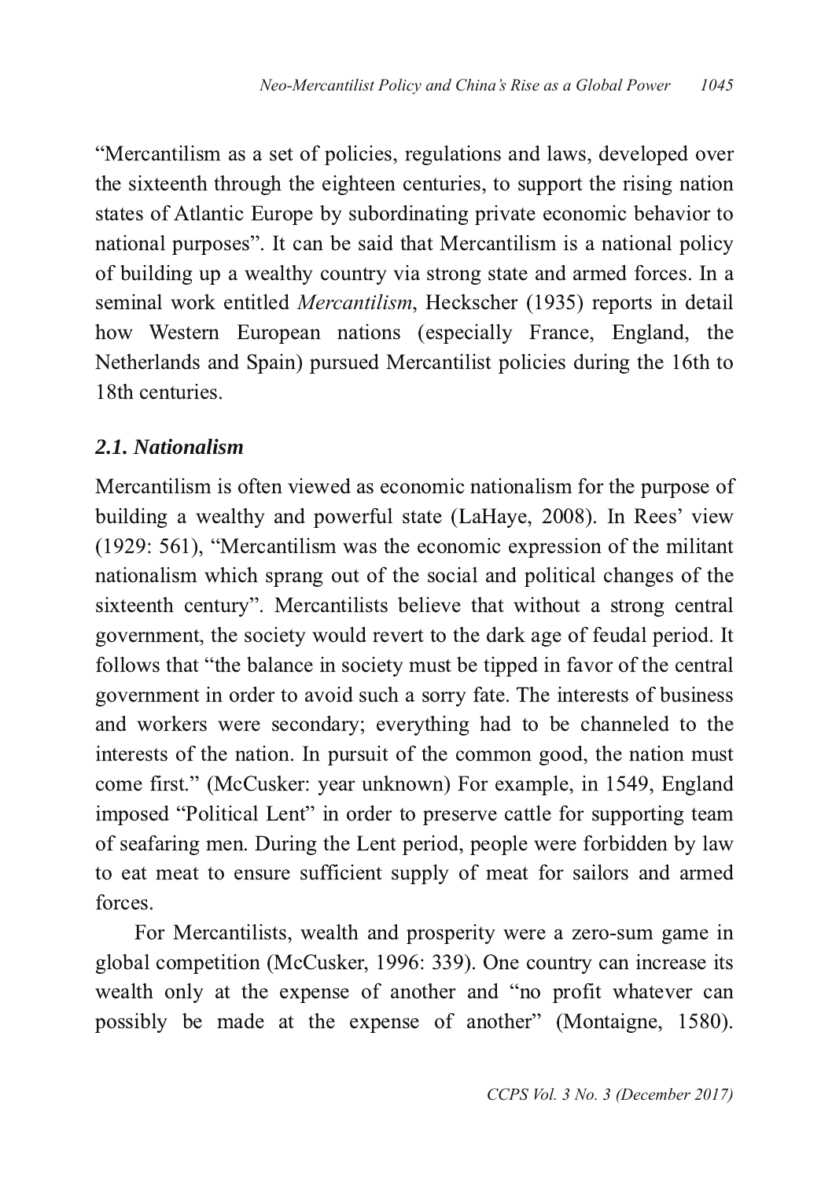"Mercantilism as a set of policies, regulations and laws, developed over the sixteenth through the eighteen centuries, to support the rising nation states of Atlantic Europe by subordinating private economic behavior to national purposes". It can be said that Mercantilism is a national policy of building up a wealthy country via strong state and armed forces. In a seminal work entitled *Mercantilism*, Heckscher (1935) reports in detail how Western European nations (especially France, England, the Netherlands and Spain) pursued Mercantilist policies during the 16th to 18th centuries.

### *2.1. Nationalism*

Mercantilism is often viewed as economic nationalism for the purpose of building a wealthy and powerful state (LaHaye, 2008). In Rees' view (1929: 561), "Mercantilism was the economic expression of the militant nationalism which sprang out of the social and political changes of the sixteenth century". Mercantilists believe that without a strong central government, the society would revert to the dark age of feudal period. It follows that "the balance in society must be tipped in favor of the central government in order to avoid such a sorry fate. The interests of business and workers were secondary; everything had to be channeled to the interests of the nation. In pursuit of the common good, the nation must come first." (McCusker: year unknown) For example, in 1549, England imposed "Political Lent" in order to preserve cattle for supporting team of seafaring men. During the Lent period, people were forbidden by law to eat meat to ensure sufficient supply of meat for sailors and armed forces.

For Mercantilists, wealth and prosperity were a zero-sum game in global competition (McCusker, 1996: 339). One country can increase its wealth only at the expense of another and "no profit whatever can possibly be made at the expense of another" (Montaigne, 1580).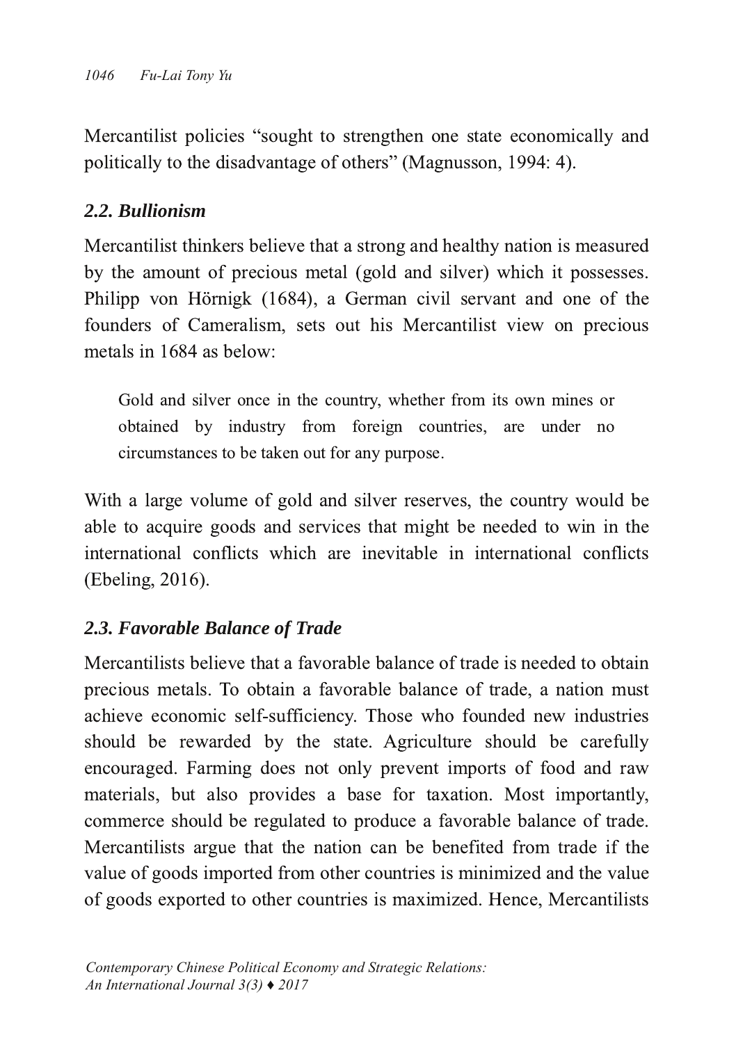Mercantilist policies "sought to strengthen one state economically and politically to the disadvantage of others" (Magnusson, 1994: 4).

### *2.2. Bullionism*

Mercantilist thinkers believe that a strong and healthy nation is measured by the amount of precious metal (gold and silver) which it possesses. Philipp von Hörnigk (1684), a German civil servant and one of the founders of Cameralism, sets out his Mercantilist view on precious metals in 1684 as below:

> Gold and silver once in the country, whether from its own mines or obtained by industry from foreign countries, are under no circumstances to be taken out for any purpose.

With a large volume of gold and silver reserves, the country would be able to acquire goods and services that might be needed to win in the international conflicts which are inevitable in international conflicts (Ebeling, 2016).

### *2.3. Favorable Balance of Trade*

Mercantilists believe that a favorable balance of trade is needed to obtain precious metals. To obtain a favorable balance of trade, a nation must achieve economic self-sufficiency. Those who founded new industries should be rewarded by the state. Agriculture should be carefully encouraged. Farming does not only prevent imports of food and raw materials, but also provides a base for taxation. Most importantly, commerce should be regulated to produce a favorable balance of trade. Mercantilists argue that the nation can be benefited from trade if the value of goods imported from other countries is minimized and the value of goods exported to other countries is maximized. Hence, Mercantilists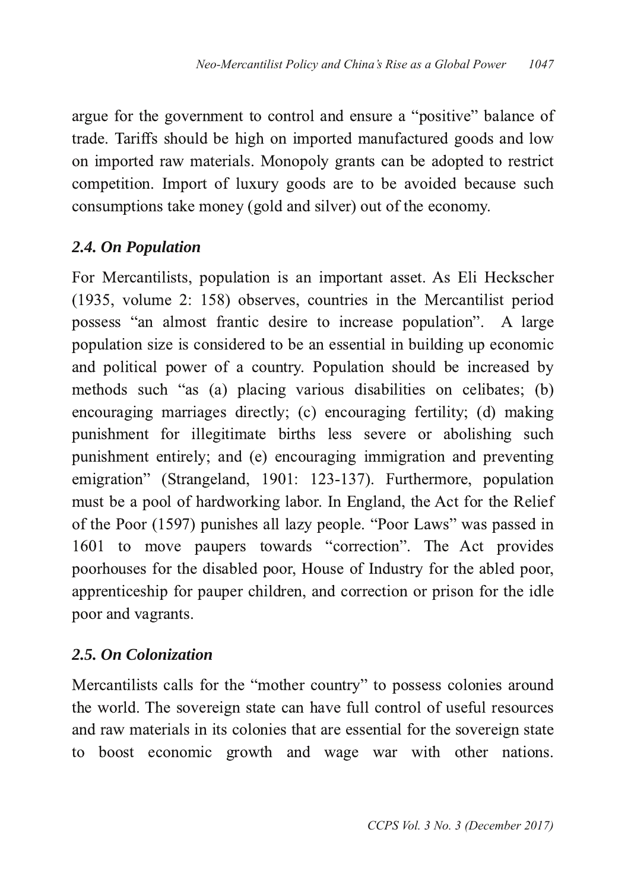argue for the government to control and ensure a "positive" balance of trade. Tariffs should be high on imported manufactured goods and low on imported raw materials. Monopoly grants can be adopted to restrict competition. Import of luxury goods are to be avoided because such consumptions take money (gold and silver) out of the economy.

### *2.4. On Population*

For Mercantilists, population is an important asset. As Eli Heckscher (1935, volume 2: 158) observes, countries in the Mercantilist period possess "an almost frantic desire to increase population". A large population size is considered to be an essential in building up economic and political power of a country. Population should be increased by methods such "as (a) placing various disabilities on celibates; (b) encouraging marriages directly; (c) encouraging fertility; (d) making punishment for illegitimate births less severe or abolishing such punishment entirely; and (e) encouraging immigration and preventing emigration" (Strangeland, 1901: 123-137). Furthermore, population must be a pool of hardworking labor. In England, the Act for the Relief of the Poor (1597) punishes all lazy people. "Poor Laws" was passed in 1601 to move paupers towards "correction". The Act provides poorhouses for the disabled poor, House of Industry for the abled poor, apprenticeship for pauper children, and correction or prison for the idle poor and vagrants.

### *2.5. On Colonization*

Mercantilists calls for the "mother country" to possess colonies around the world. The sovereign state can have full control of useful resources and raw materials in its colonies that are essential for the sovereign state to boost economic growth and wage war with other nations.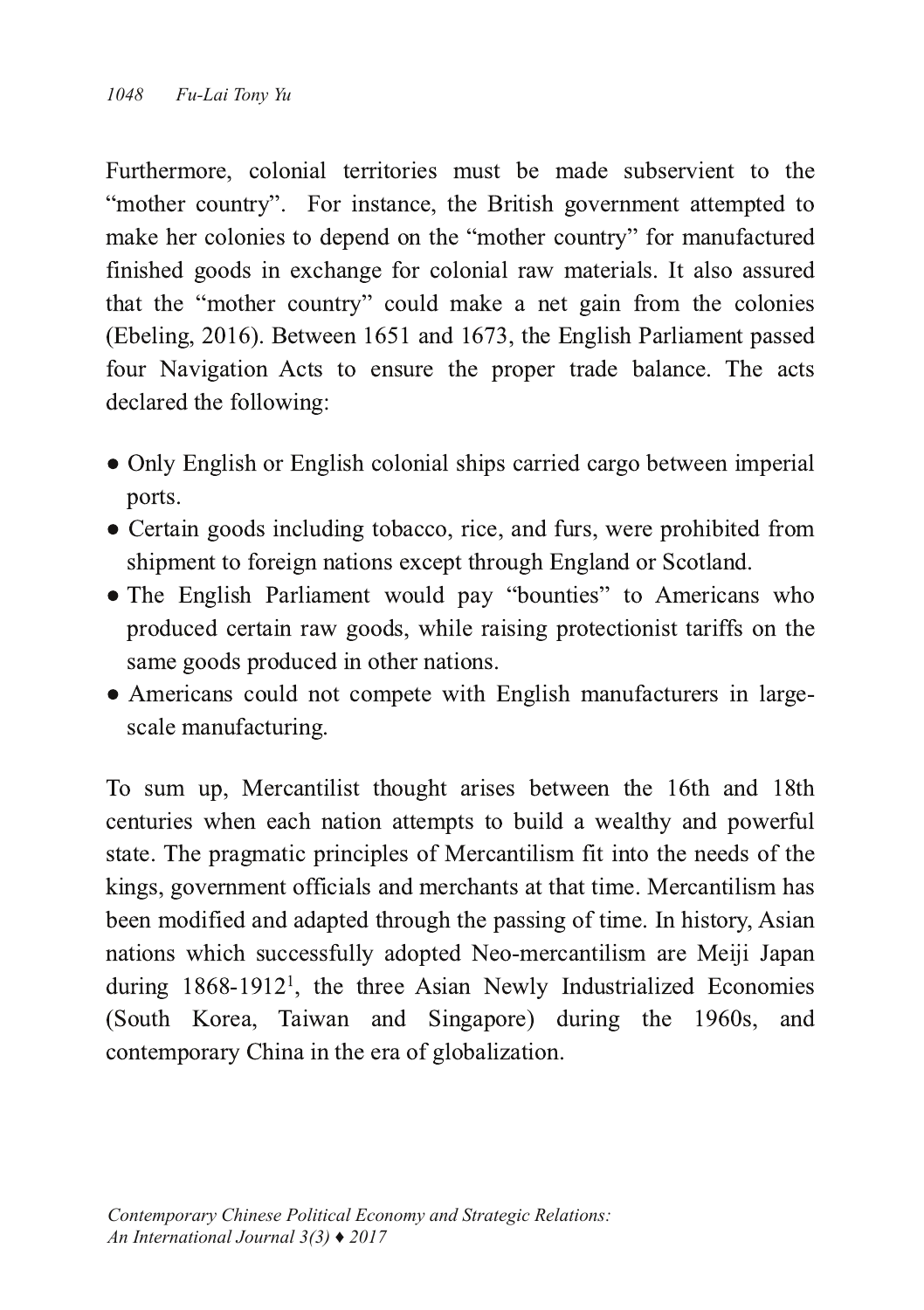Furthermore, colonial territories must be made subservient to the "mother country". For instance, the British government attempted to make her colonies to depend on the "mother country" for manufactured finished goods in exchange for colonial raw materials. It also assured that the "mother country" could make a net gain from the colonies (Ebeling, 2016). Between 1651 and 1673, the English Parliament passed four Navigation Acts to ensure the proper trade balance. The acts declared the following:

- Only English or English colonial ships carried cargo between imperial ports.
- Certain goods including tobacco, rice, and furs, were prohibited from shipment to foreign nations except through England or Scotland.
- The English Parliament would pay "bounties" to Americans who produced certain raw goods, while raising protectionist tariffs on the same goods produced in other nations.
- Americans could not compete with English manufacturers in large-scale manufacturing.

To sum up, Mercantilist thought arises between the 16th and 18th centuries when each nation attempts to build a wealthy and powerful state. The pragmatic principles of Mercantilism fit into the needs of the kings, government officials and merchants at that time. Mercantilism has been modified and adapted through the passing of time. In history, Asian nations which successfully adopted Neo-mercantilism are Meiji Japan during 1868-1912[1], the three Asian Newly Industrialized Economies (South Korea, Taiwan and Singapore) during the 1960s, and contemporary China in the era of globalization.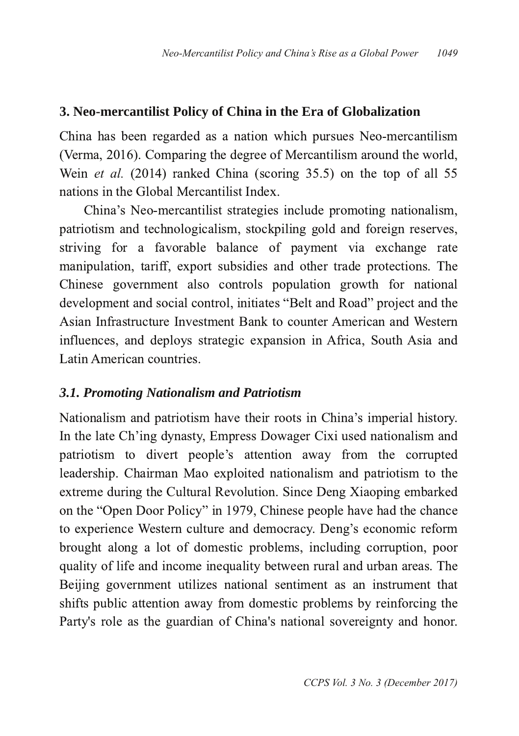## 3. Neo-mercantilist Policy of China in the Era of Globalization

China has been regarded as a nation which pursues Neo-mercantilism (Verma, 2016). Comparing the degree of Mercantilism around the world, Wein *et al.* (2014) ranked China (scoring 35.5) on the top of all 55 nations in the Global Mercantilist Index.

China's Neo-mercantilist strategies include promoting nationalism, patriotism and technologicalism, stockpiling gold and foreign reserves, striving for a favorable balance of payment via exchange rate manipulation, tariff, export subsidies and other trade protections. The Chinese government also controls population growth for national development and social control, initiates "Belt and Road" project and the Asian Infrastructure Investment Bank to counter American and Western influences, and deploys strategic expansion in Africa, South Asia and Latin American countries.

### *3.1. Promoting Nationalism and Patriotism*

Nationalism and patriotism have their roots in China's imperial history. In the late Ch'ing dynasty, Empress Dowager Cixi used nationalism and patriotism to divert people's attention away from the corrupted leadership. Chairman Mao exploited nationalism and patriotism to the extreme during the Cultural Revolution. Since Deng Xiaoping embarked on the "Open Door Policy" in 1979, Chinese people have had the chance to experience Western culture and democracy. Deng's economic reform brought along a lot of domestic problems, including corruption, poor quality of life and income inequality between rural and urban areas. The Beijing government utilizes national sentiment as an instrument that shifts public attention away from domestic problems by reinforcing the Party's role as the guardian of China's national sovereignty and honor.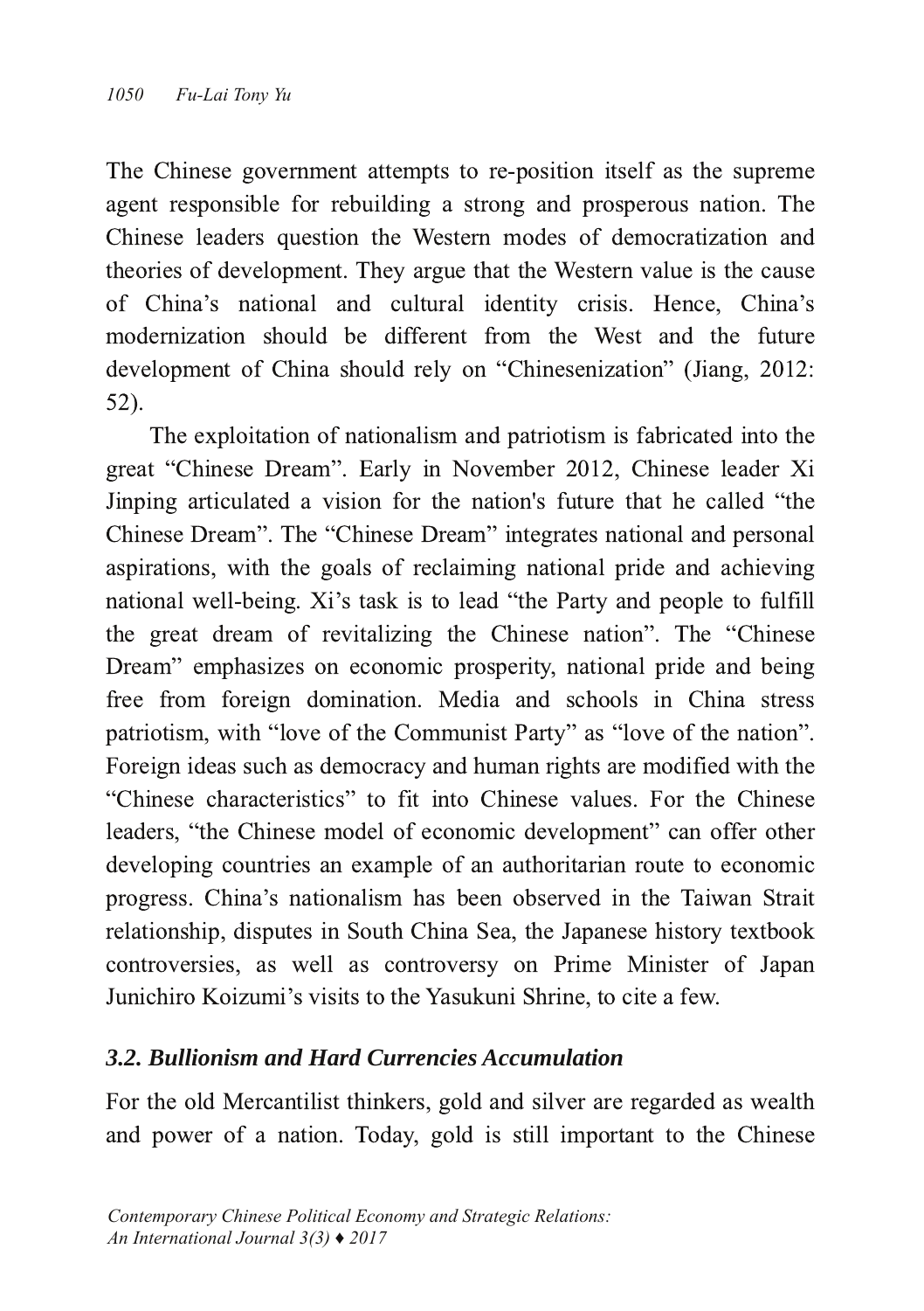The Chinese government attempts to re-position itself as the supreme agent responsible for rebuilding a strong and prosperous nation. The Chinese leaders question the Western modes of democratization and theories of development. They argue that the Western value is the cause of China's national and cultural identity crisis. Hence, China's modernization should be different from the West and the future development of China should rely on "Chinesenization" (Jiang, 2012: 52).

The exploitation of nationalism and patriotism is fabricated into the great "Chinese Dream". Early in November 2012, Chinese leader Xi Jinping articulated a vision for the nation's future that he called "the Chinese Dream". The "Chinese Dream" integrates national and personal aspirations, with the goals of reclaiming national pride and achieving national well-being. Xi's task is to lead "the Party and people to fulfill the great dream of revitalizing the Chinese nation". The "Chinese Dream" emphasizes on economic prosperity, national pride and being free from foreign domination. Media and schools in China stress patriotism, with "love of the Communist Party" as "love of the nation". Foreign ideas such as democracy and human rights are modified with the "Chinese characteristics" to fit into Chinese values. For the Chinese leaders, "the Chinese model of economic development" can offer other developing countries an example of an authoritarian route to economic progress. China's nationalism has been observed in the Taiwan Strait relationship, disputes in South China Sea, the Japanese history textbook controversies, as well as controversy on Prime Minister of Japan Junichiro Koizumi's visits to the Yasukuni Shrine, to cite a few.

### *3.2. Bullionism and Hard Currencies Accumulation*

For the old Mercantilist thinkers, gold and silver are regarded as wealth and power of a nation. Today, gold is still important to the Chinese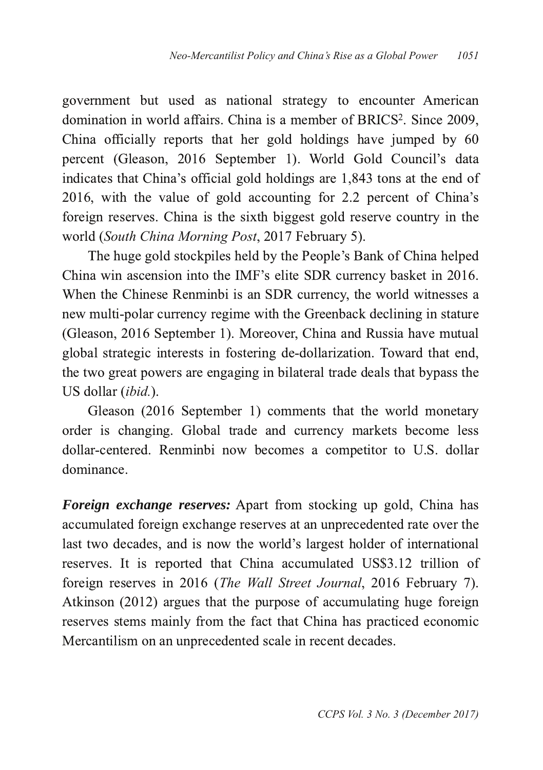government but used as national strategy to encounter American domination in world affairs. China is a member of BRICS[2]. Since 2009, China officially reports that her gold holdings have jumped by 60 percent (Gleason, 2016 September 1). World Gold Council's data indicates that China's official gold holdings are 1,843 tons at the end of 2016, with the value of gold accounting for 2.2 percent of China's foreign reserves. China is the sixth biggest gold reserve country in the world (*South China Morning Post*, 2017 February 5).

The huge gold stockpiles held by the People's Bank of China helped China win ascension into the IMF's elite SDR currency basket in 2016. When the Chinese Renminbi is an SDR currency, the world witnesses a new multi-polar currency regime with the Greenback declining in stature (Gleason, 2016 September 1). Moreover, China and Russia have mutual global strategic interests in fostering de-dollarization. Toward that end, the two great powers are engaging in bilateral trade deals that bypass the US dollar (*ibid.*).

Gleason (2016 September 1) comments that the world monetary order is changing. Global trade and currency markets become less dollar-centered. Renminbi now becomes a competitor to U.S. dollar dominance.

***Foreign exchange reserves:*** Apart from stocking up gold, China has accumulated foreign exchange reserves at an unprecedented rate over the last two decades, and is now the world's largest holder of international reserves. It is reported that China accumulated US$3.12 trillion of foreign reserves in 2016 (*The Wall Street Journal*, 2016 February 7). Atkinson (2012) argues that the purpose of accumulating huge foreign reserves stems mainly from the fact that China has practiced economic Mercantilism on an unprecedented scale in recent decades.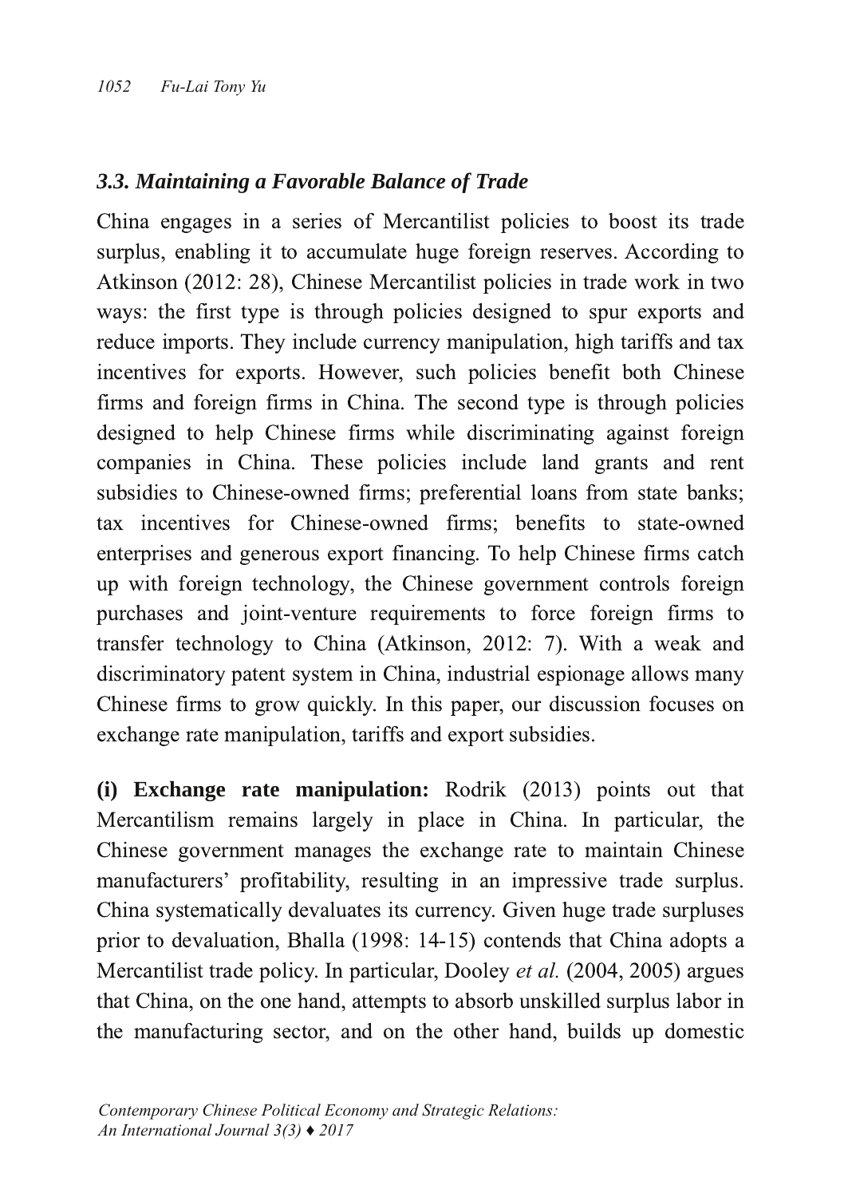### *3.3. Maintaining a Favorable Balance of Trade*

China engages in a series of Mercantilist policies to boost its trade surplus, enabling it to accumulate huge foreign reserves. According to Atkinson (2012: 28), Chinese Mercantilist policies in trade work in two ways: the first type is through policies designed to spur exports and reduce imports. They include currency manipulation, high tariffs and tax incentives for exports. However, such policies benefit both Chinese firms and foreign firms in China. The second type is through policies designed to help Chinese firms while discriminating against foreign companies in China. These policies include land grants and rent subsidies to Chinese-owned firms; preferential loans from state banks; tax incentives for Chinese-owned firms; benefits to state-owned enterprises and generous export financing. To help Chinese firms catch up with foreign technology, the Chinese government controls foreign purchases and joint-venture requirements to force foreign firms to transfer technology to China (Atkinson, 2012: 7). With a weak and discriminatory patent system in China, industrial espionage allows many Chinese firms to grow quickly. In this paper, our discussion focuses on exchange rate manipulation, tariffs and export subsidies.

**(i) Exchange rate manipulation:** Rodrik (2013) points out that Mercantilism remains largely in place in China. In particular, the Chinese government manages the exchange rate to maintain Chinese manufacturers' profitability, resulting in an impressive trade surplus. China systematically devaluates its currency. Given huge trade surpluses prior to devaluation, Bhalla (1998: 14-15) contends that China adopts a Mercantilist trade policy. In particular, Dooley *et al.* (2004, 2005) argues that China, on the one hand, attempts to absorb unskilled surplus labor in the manufacturing sector, and on the other hand, builds up domestic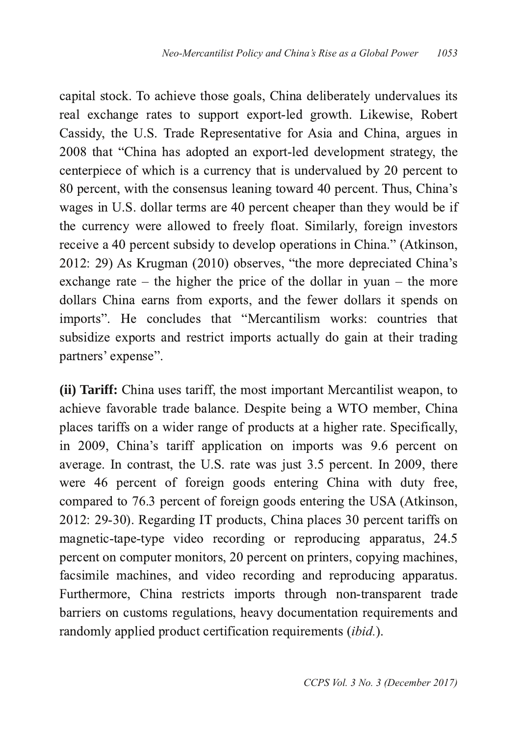capital stock. To achieve those goals, China deliberately undervalues its real exchange rates to support export-led growth. Likewise, Robert Cassidy, the U.S. Trade Representative for Asia and China, argues in 2008 that "China has adopted an export-led development strategy, the centerpiece of which is a currency that is undervalued by 20 percent to 80 percent, with the consensus leaning toward 40 percent. Thus, China's wages in U.S. dollar terms are 40 percent cheaper than they would be if the currency were allowed to freely float. Similarly, foreign investors receive a 40 percent subsidy to develop operations in China." (Atkinson, 2012: 29) As Krugman (2010) observes, "the more depreciated China's exchange rate – the higher the price of the dollar in yuan – the more dollars China earns from exports, and the fewer dollars it spends on imports". He concludes that "Mercantilism works: countries that subsidize exports and restrict imports actually do gain at their trading partners' expense".

**(ii) Tariff:** China uses tariff, the most important Mercantilist weapon, to achieve favorable trade balance. Despite being a WTO member, China places tariffs on a wider range of products at a higher rate. Specifically, in 2009, China's tariff application on imports was 9.6 percent on average. In contrast, the U.S. rate was just 3.5 percent. In 2009, there were 46 percent of foreign goods entering China with duty free, compared to 76.3 percent of foreign goods entering the USA (Atkinson, 2012: 29-30). Regarding IT products, China places 30 percent tariffs on magnetic-tape-type video recording or reproducing apparatus, 24.5 percent on computer monitors, 20 percent on printers, copying machines, facsimile machines, and video recording and reproducing apparatus. Furthermore, China restricts imports through non-transparent trade barriers on customs regulations, heavy documentation requirements and randomly applied product certification requirements (*ibid.*).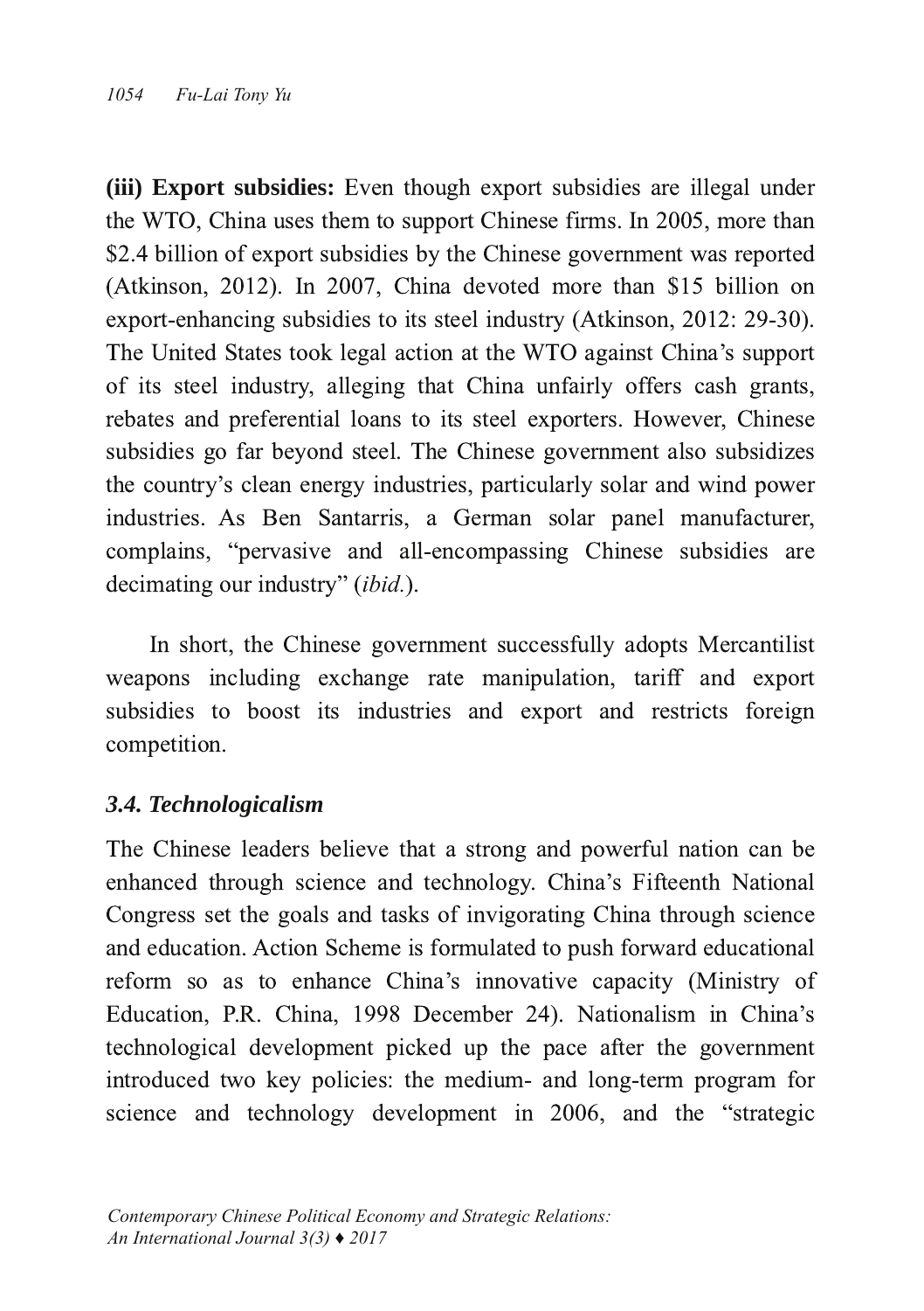**(iii) Export subsidies:** Even though export subsidies are illegal under the WTO, China uses them to support Chinese firms. In 2005, more than $2.4 billion of export subsidies by the Chinese government was reported (Atkinson, 2012). In 2007, China devoted more than $15 billion on export-enhancing subsidies to its steel industry (Atkinson, 2012: 29-30). The United States took legal action at the WTO against China's support of its steel industry, alleging that China unfairly offers cash grants, rebates and preferential loans to its steel exporters. However, Chinese subsidies go far beyond steel. The Chinese government also subsidizes the country's clean energy industries, particularly solar and wind power industries. As Ben Santarris, a German solar panel manufacturer, complains, "pervasive and all-encompassing Chinese subsidies are decimating our industry" (*ibid.*).

In short, the Chinese government successfully adopts Mercantilist weapons including exchange rate manipulation, tariff and export subsidies to boost its industries and export and restricts foreign competition.

### *3.4. Technologicalism*

The Chinese leaders believe that a strong and powerful nation can be enhanced through science and technology. China's Fifteenth National Congress set the goals and tasks of invigorating China through science and education. Action Scheme is formulated to push forward educational reform so as to enhance China's innovative capacity (Ministry of Education, P.R. China, 1998 December 24). Nationalism in China's technological development picked up the pace after the government introduced two key policies: the medium- and long-term program for science and technology development in 2006, and the "strategic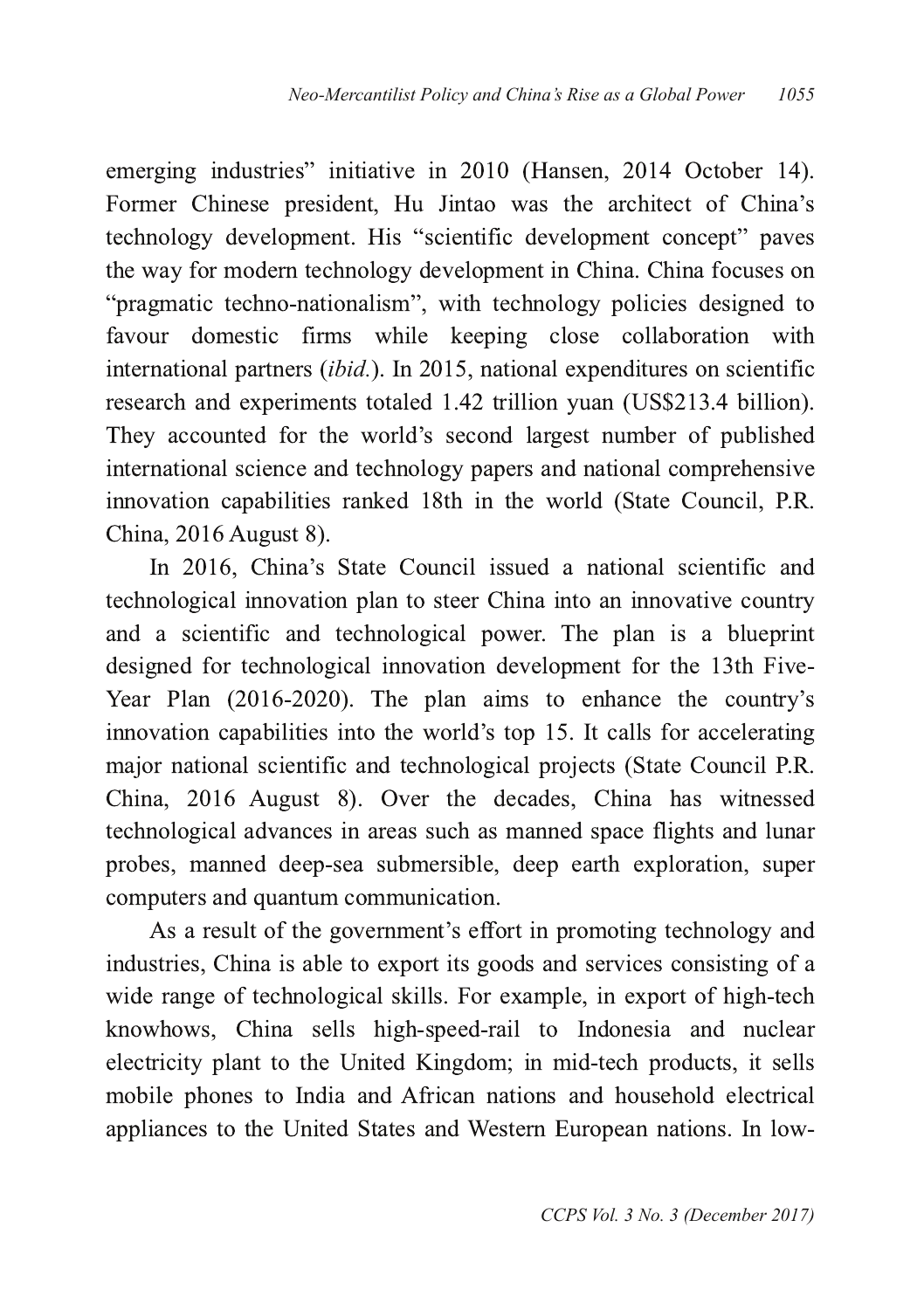emerging industries" initiative in 2010 (Hansen, 2014 October 14). Former Chinese president, Hu Jintao was the architect of China's technology development. His "scientific development concept" paves the way for modern technology development in China. China focuses on "pragmatic techno-nationalism", with technology policies designed to favour domestic firms while keeping close collaboration with international partners (*ibid.*). In 2015, national expenditures on scientific research and experiments totaled 1.42 trillion yuan (US$213.4 billion). They accounted for the world's second largest number of published international science and technology papers and national comprehensive innovation capabilities ranked 18th in the world (State Council, P.R. China, 2016 August 8).

In 2016, China's State Council issued a national scientific and technological innovation plan to steer China into an innovative country and a scientific and technological power. The plan is a blueprint designed for technological innovation development for the 13th Five-Year Plan (2016-2020). The plan aims to enhance the country's innovation capabilities into the world's top 15. It calls for accelerating major national scientific and technological projects (State Council P.R. China, 2016 August 8). Over the decades, China has witnessed technological advances in areas such as manned space flights and lunar probes, manned deep-sea submersible, deep earth exploration, super computers and quantum communication.

As a result of the government's effort in promoting technology and industries, China is able to export its goods and services consisting of a wide range of technological skills. For example, in export of high-tech knowhows, China sells high-speed-rail to Indonesia and nuclear electricity plant to the United Kingdom; in mid-tech products, it sells mobile phones to India and African nations and household electrical appliances to the United States and Western European nations. In low-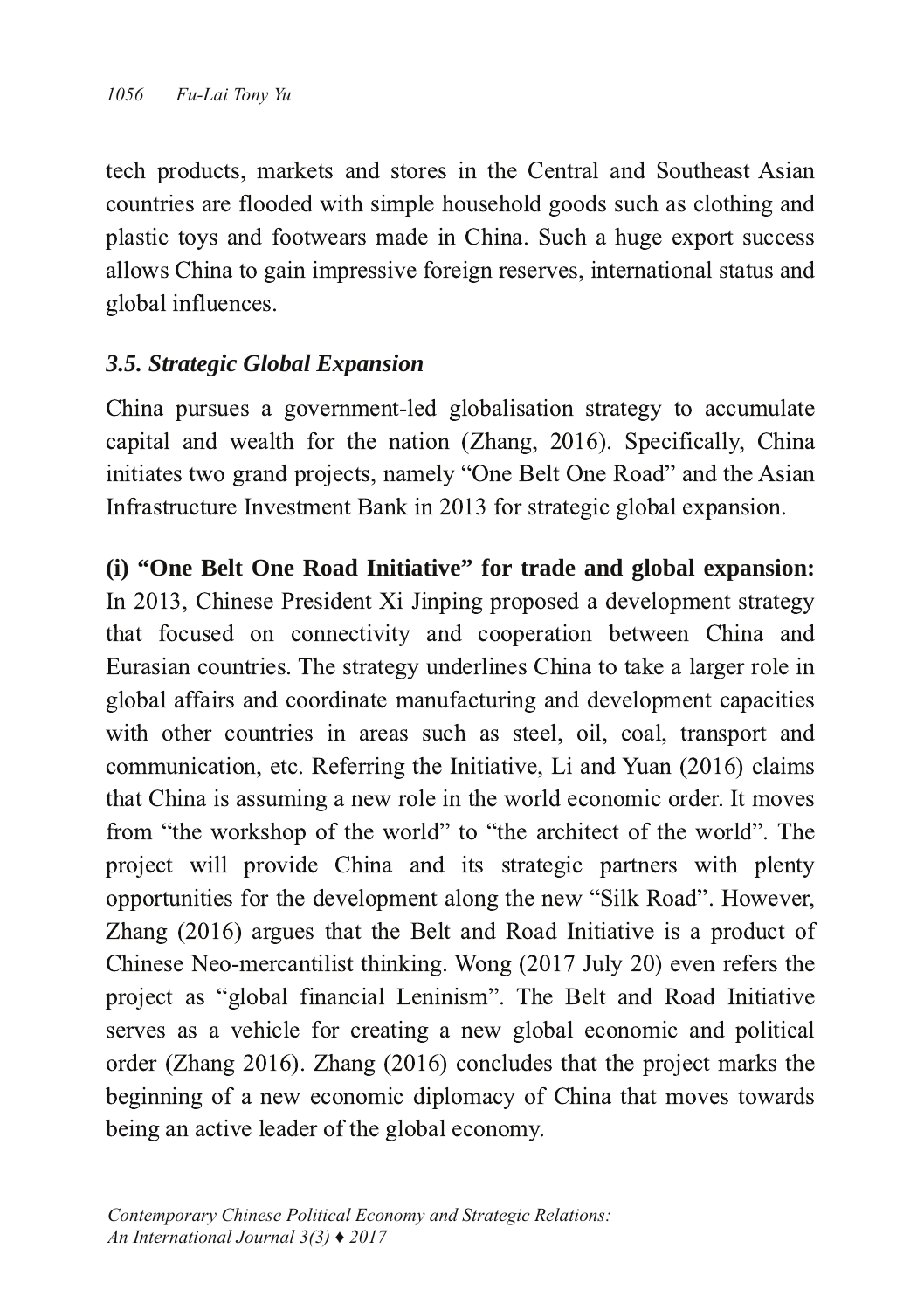tech products, markets and stores in the Central and Southeast Asian countries are flooded with simple household goods such as clothing and plastic toys and footwears made in China. Such a huge export success allows China to gain impressive foreign reserves, international status and global influences.

### *3.5. Strategic Global Expansion*

China pursues a government-led globalisation strategy to accumulate capital and wealth for the nation (Zhang, 2016). Specifically, China initiates two grand projects, namely "One Belt One Road" and the Asian Infrastructure Investment Bank in 2013 for strategic global expansion.

**(i) "One Belt One Road Initiative" for trade and global expansion:** In 2013, Chinese President Xi Jinping proposed a development strategy that focused on connectivity and cooperation between China and Eurasian countries. The strategy underlines China to take a larger role in global affairs and coordinate manufacturing and development capacities with other countries in areas such as steel, oil, coal, transport and communication, etc. Referring the Initiative, Li and Yuan (2016) claims that China is assuming a new role in the world economic order. It moves from "the workshop of the world" to "the architect of the world". The project will provide China and its strategic partners with plenty opportunities for the development along the new "Silk Road". However, Zhang (2016) argues that the Belt and Road Initiative is a product of Chinese Neo-mercantilist thinking. Wong (2017 July 20) even refers the project as "global financial Leninism". The Belt and Road Initiative serves as a vehicle for creating a new global economic and political order (Zhang 2016). Zhang (2016) concludes that the project marks the beginning of a new economic diplomacy of China that moves towards being an active leader of the global economy.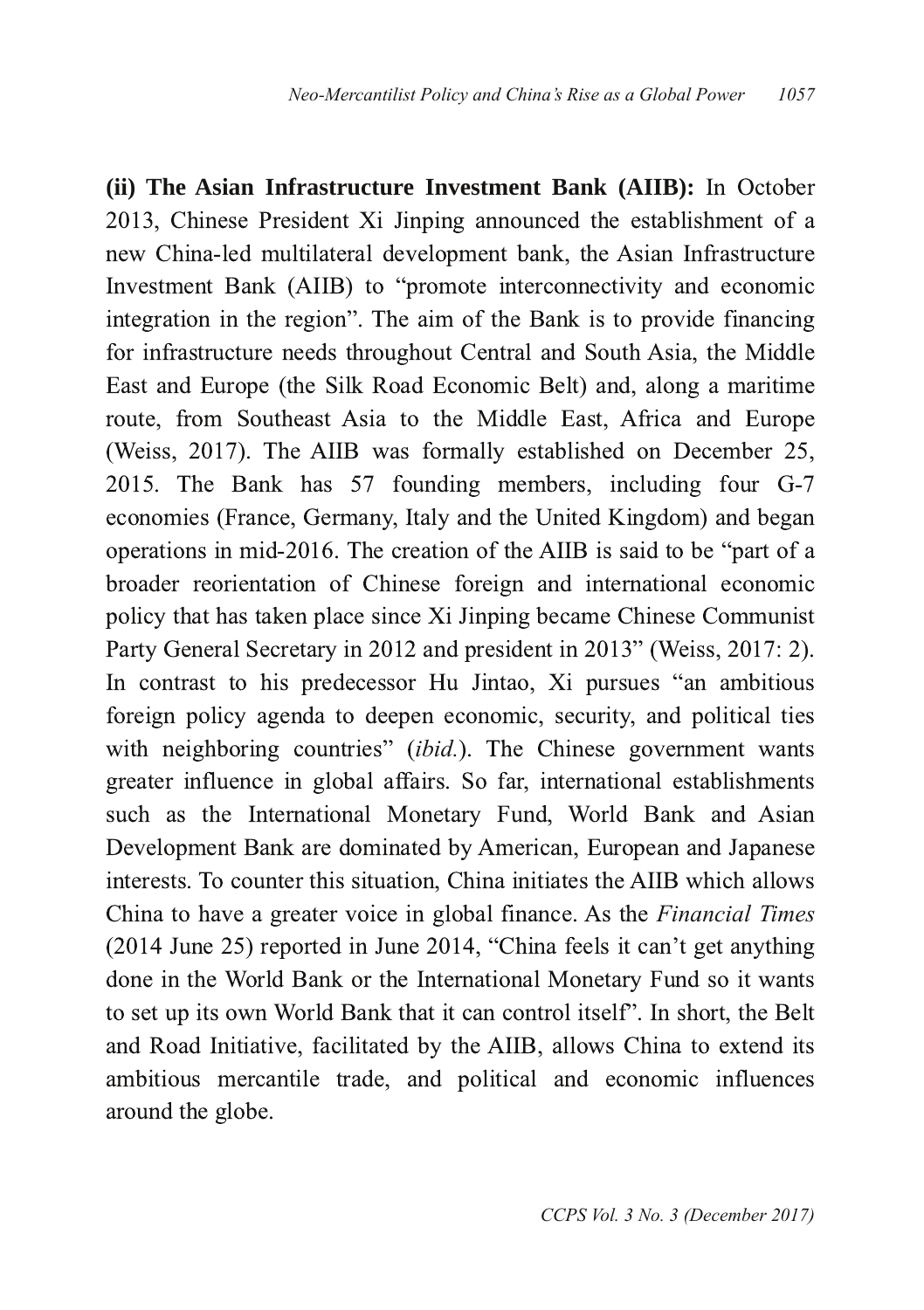**(ii) The Asian Infrastructure Investment Bank (AIIB):** In October 2013, Chinese President Xi Jinping announced the establishment of a new China-led multilateral development bank, the Asian Infrastructure Investment Bank (AIIB) to "promote interconnectivity and economic integration in the region". The aim of the Bank is to provide financing for infrastructure needs throughout Central and South Asia, the Middle East and Europe (the Silk Road Economic Belt) and, along a maritime route, from Southeast Asia to the Middle East, Africa and Europe (Weiss, 2017). The AIIB was formally established on December 25, 2015. The Bank has 57 founding members, including four G-7 economies (France, Germany, Italy and the United Kingdom) and began operations in mid-2016. The creation of the AIIB is said to be "part of a broader reorientation of Chinese foreign and international economic policy that has taken place since Xi Jinping became Chinese Communist Party General Secretary in 2012 and president in 2013" (Weiss, 2017: 2). In contrast to his predecessor Hu Jintao, Xi pursues "an ambitious foreign policy agenda to deepen economic, security, and political ties with neighboring countries" (*ibid.*). The Chinese government wants greater influence in global affairs. So far, international establishments such as the International Monetary Fund, World Bank and Asian Development Bank are dominated by American, European and Japanese interests. To counter this situation, China initiates the AIIB which allows China to have a greater voice in global finance. As the *Financial Times* (2014 June 25) reported in June 2014, "China feels it can't get anything done in the World Bank or the International Monetary Fund so it wants to set up its own World Bank that it can control itself". In short, the Belt and Road Initiative, facilitated by the AIIB, allows China to extend its ambitious mercantile trade, and political and economic influences around the globe.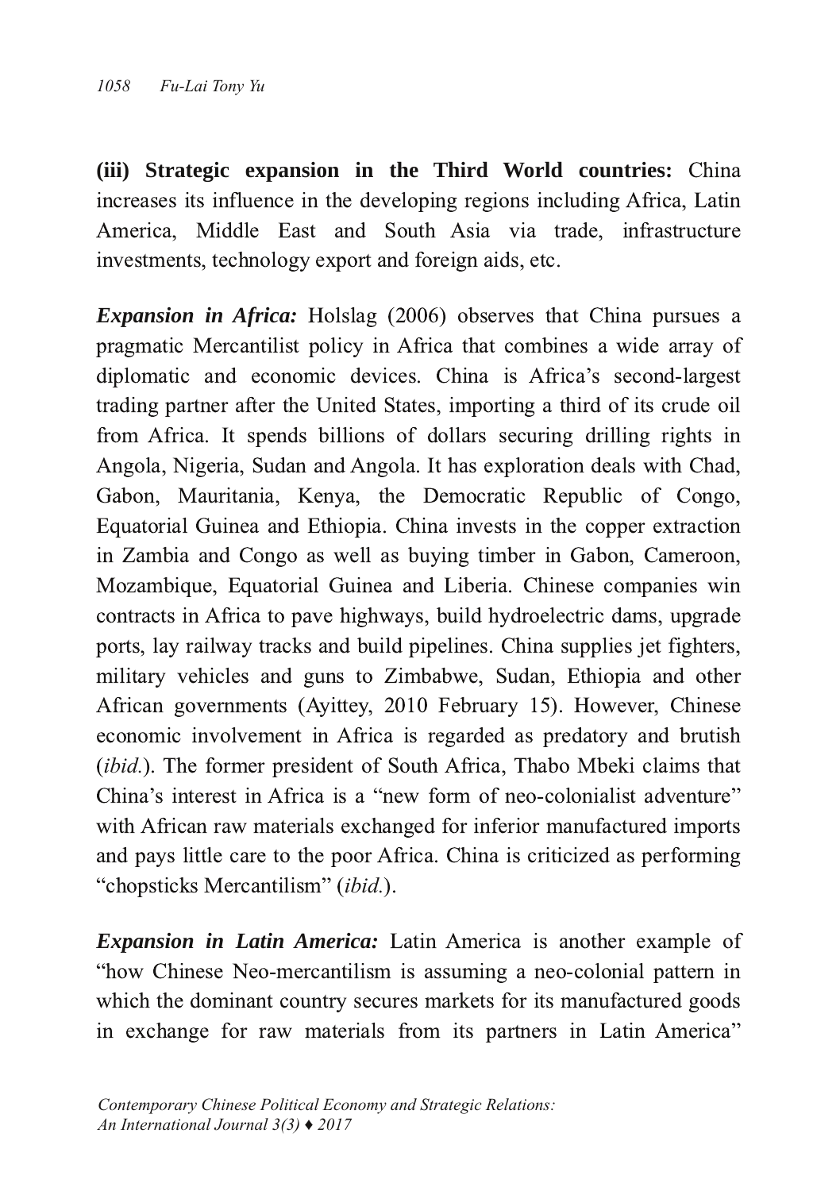**(iii) Strategic expansion in the Third World countries:** China increases its influence in the developing regions including Africa, Latin America, Middle East and South Asia via trade, infrastructure investments, technology export and foreign aids, etc.

***Expansion in Africa:*** Holslag (2006) observes that China pursues a pragmatic Mercantilist policy in Africa that combines a wide array of diplomatic and economic devices. China is Africa's second-largest trading partner after the United States, importing a third of its crude oil from Africa. It spends billions of dollars securing drilling rights in Angola, Nigeria, Sudan and Angola. It has exploration deals with Chad, Gabon, Mauritania, Kenya, the Democratic Republic of Congo, Equatorial Guinea and Ethiopia. China invests in the copper extraction in Zambia and Congo as well as buying timber in Gabon, Cameroon, Mozambique, Equatorial Guinea and Liberia. Chinese companies win contracts in Africa to pave highways, build hydroelectric dams, upgrade ports, lay railway tracks and build pipelines. China supplies jet fighters, military vehicles and guns to Zimbabwe, Sudan, Ethiopia and other African governments (Ayittey, 2010 February 15). However, Chinese economic involvement in Africa is regarded as predatory and brutish (*ibid.*). The former president of South Africa, Thabo Mbeki claims that China's interest in Africa is a "new form of neo-colonialist adventure" with African raw materials exchanged for inferior manufactured imports and pays little care to the poor Africa. China is criticized as performing "chopsticks Mercantilism" (*ibid.*).

***Expansion in Latin America:*** Latin America is another example of "how Chinese Neo-mercantilism is assuming a neo-colonial pattern in which the dominant country secures markets for its manufactured goods in exchange for raw materials from its partners in Latin America"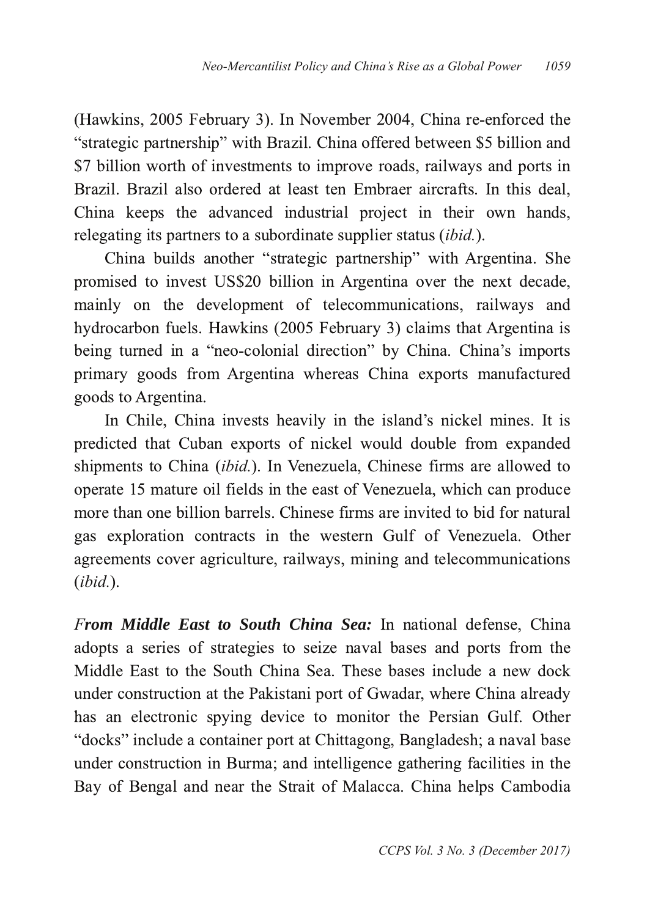(Hawkins, 2005 February 3). In November 2004, China re-enforced the "strategic partnership" with Brazil. China offered between $5 billion and $7 billion worth of investments to improve roads, railways and ports in Brazil. Brazil also ordered at least ten Embraer aircrafts. In this deal, China keeps the advanced industrial project in their own hands, relegating its partners to a subordinate supplier status (*ibid.*).

China builds another "strategic partnership" with Argentina. She promised to invest US$20 billion in Argentina over the next decade, mainly on the development of telecommunications, railways and hydrocarbon fuels. Hawkins (2005 February 3) claims that Argentina is being turned in a "neo-colonial direction" by China. China's imports primary goods from Argentina whereas China exports manufactured goods to Argentina.

In Chile, China invests heavily in the island's nickel mines. It is predicted that Cuban exports of nickel would double from expanded shipments to China (*ibid.*). In Venezuela, Chinese firms are allowed to operate 15 mature oil fields in the east of Venezuela, which can produce more than one billion barrels. Chinese firms are invited to bid for natural gas exploration contracts in the western Gulf of Venezuela. Other agreements cover agriculture, railways, mining and telecommunications (*ibid.*).

***From Middle East to South China Sea:*** In national defense, China adopts a series of strategies to seize naval bases and ports from the Middle East to the South China Sea. These bases include a new dock under construction at the Pakistani port of Gwadar, where China already has an electronic spying device to monitor the Persian Gulf. Other "docks" include a container port at Chittagong, Bangladesh; a naval base under construction in Burma; and intelligence gathering facilities in the Bay of Bengal and near the Strait of Malacca. China helps Cambodia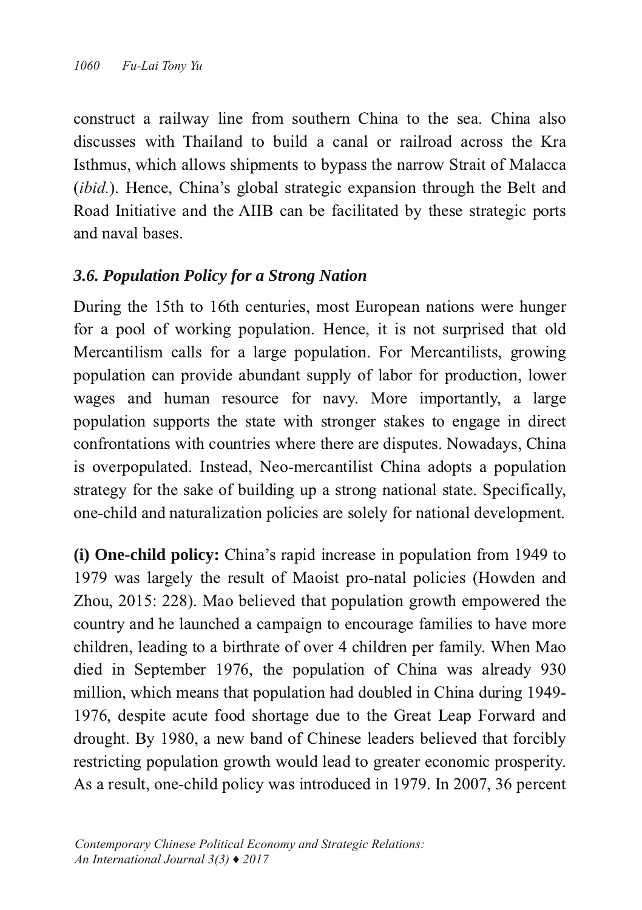construct a railway line from southern China to the sea. China also discusses with Thailand to build a canal or railroad across the Kra Isthmus, which allows shipments to bypass the narrow Strait of Malacca (*ibid.*). Hence, China's global strategic expansion through the Belt and Road Initiative and the AIIB can be facilitated by these strategic ports and naval bases.

### *3.6. Population Policy for a Strong Nation*

During the 15th to 16th centuries, most European nations were hunger for a pool of working population. Hence, it is not surprised that old Mercantilism calls for a large population. For Mercantilists, growing population can provide abundant supply of labor for production, lower wages and human resource for navy. More importantly, a large population supports the state with stronger stakes to engage in direct confrontations with countries where there are disputes. Nowadays, China is overpopulated. Instead, Neo-mercantilist China adopts a population strategy for the sake of building up a strong national state. Specifically, one-child and naturalization policies are solely for national development.

**(i) One-child policy:** China's rapid increase in population from 1949 to 1979 was largely the result of Maoist pro-natal policies (Howden and Zhou, 2015: 228). Mao believed that population growth empowered the country and he launched a campaign to encourage families to have more children, leading to a birthrate of over 4 children per family. When Mao died in September 1976, the population of China was already 930 million, which means that population had doubled in China during 1949-1976, despite acute food shortage due to the Great Leap Forward and drought. By 1980, a new band of Chinese leaders believed that forcibly restricting population growth would lead to greater economic prosperity. As a result, one-child policy was introduced in 1979. In 2007, 36 percent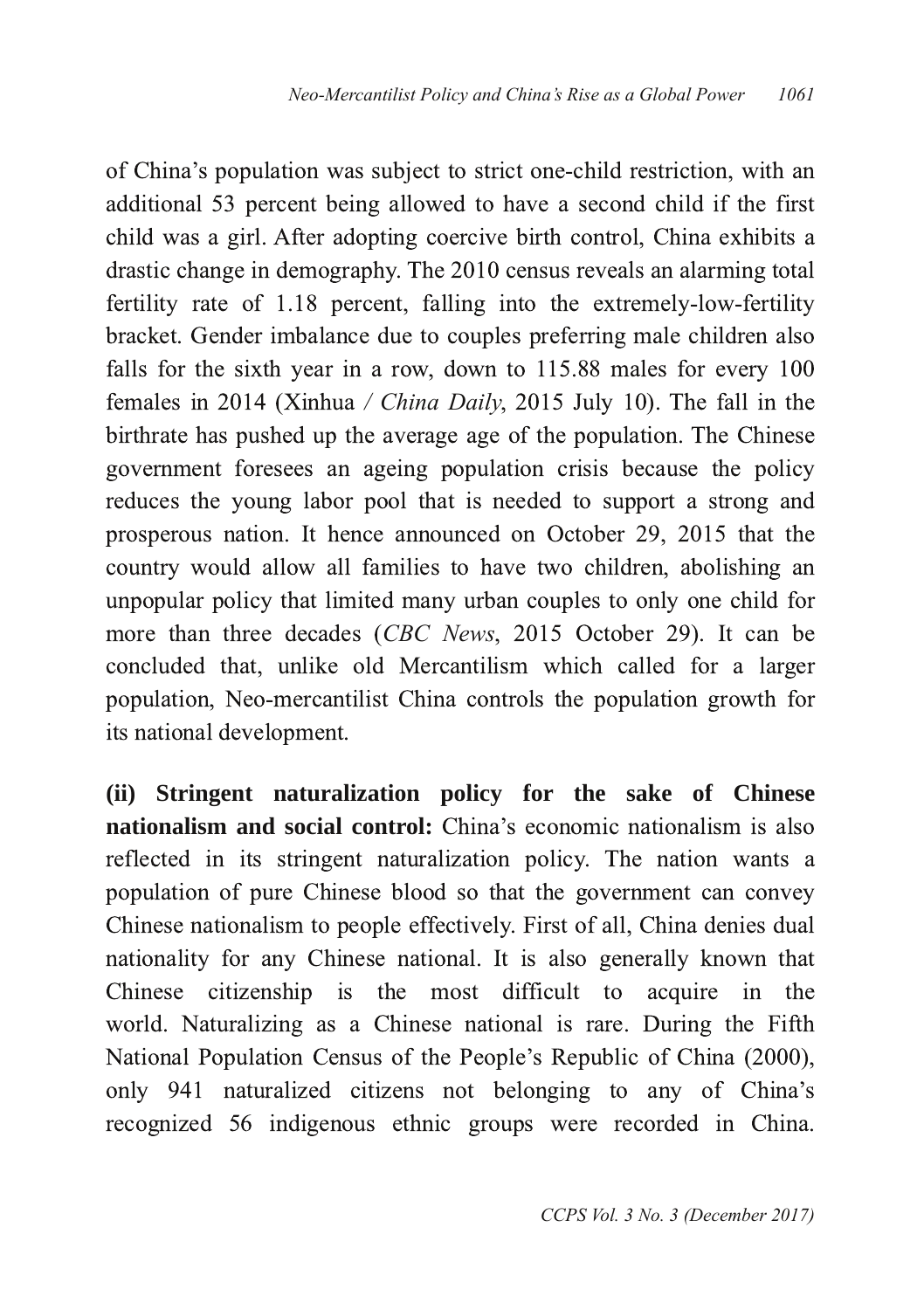of China's population was subject to strict one-child restriction, with an additional 53 percent being allowed to have a second child if the first child was a girl. After adopting coercive birth control, China exhibits a drastic change in demography. The 2010 census reveals an alarming total fertility rate of 1.18 percent, falling into the extremely-low-fertility bracket. Gender imbalance due to couples preferring male children also falls for the sixth year in a row, down to 115.88 males for every 100 females in 2014 (Xinhua / *China Daily*, 2015 July 10). The fall in the birthrate has pushed up the average age of the population. The Chinese government foresees an ageing population crisis because the policy reduces the young labor pool that is needed to support a strong and prosperous nation. It hence announced on October 29, 2015 that the country would allow all families to have two children, abolishing an unpopular policy that limited many urban couples to only one child for more than three decades (*CBC News*, 2015 October 29). It can be concluded that, unlike old Mercantilism which called for a larger population, Neo-mercantilist China controls the population growth for its national development.

**(ii) Stringent naturalization policy for the sake of Chinese nationalism and social control:** China's economic nationalism is also reflected in its stringent naturalization policy. The nation wants a population of pure Chinese blood so that the government can convey Chinese nationalism to people effectively. First of all, China denies dual nationality for any Chinese national. It is also generally known that Chinese citizenship is the most difficult to acquire in the world. Naturalizing as a Chinese national is rare. During the Fifth National Population Census of the People's Republic of China (2000), only 941 naturalized citizens not belonging to any of China's recognized 56 indigenous ethnic groups were recorded in China.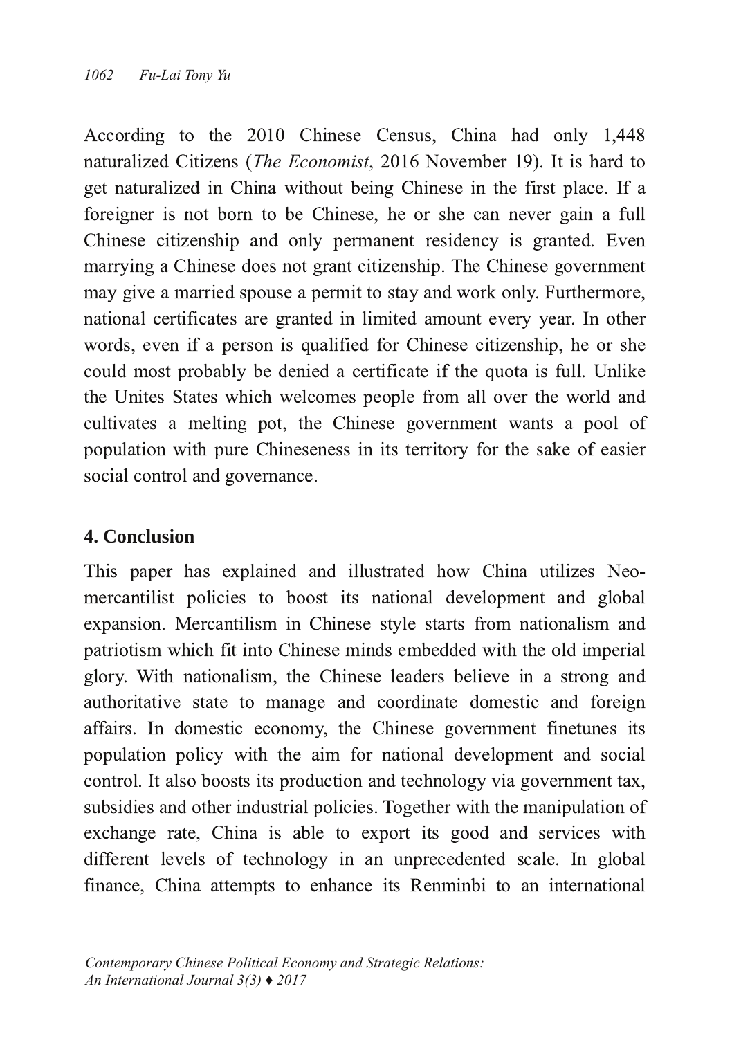According to the 2010 Chinese Census, China had only 1,448 naturalized Citizens (*The Economist*, 2016 November 19). It is hard to get naturalized in China without being Chinese in the first place. If a foreigner is not born to be Chinese, he or she can never gain a full Chinese citizenship and only permanent residency is granted. Even marrying a Chinese does not grant citizenship. The Chinese government may give a married spouse a permit to stay and work only. Furthermore, national certificates are granted in limited amount every year. In other words, even if a person is qualified for Chinese citizenship, he or she could most probably be denied a certificate if the quota is full. Unlike the Unites States which welcomes people from all over the world and cultivates a melting pot, the Chinese government wants a pool of population with pure Chineseness in its territory for the sake of easier social control and governance.

## 4. Conclusion

This paper has explained and illustrated how China utilizes Neo-mercantilist policies to boost its national development and global expansion. Mercantilism in Chinese style starts from nationalism and patriotism which fit into Chinese minds embedded with the old imperial glory. With nationalism, the Chinese leaders believe in a strong and authoritative state to manage and coordinate domestic and foreign affairs. In domestic economy, the Chinese government finetunes its population policy with the aim for national development and social control. It also boosts its production and technology via government tax, subsidies and other industrial policies. Together with the manipulation of exchange rate, China is able to export its good and services with different levels of technology in an unprecedented scale. In global finance, China attempts to enhance its Renminbi to an international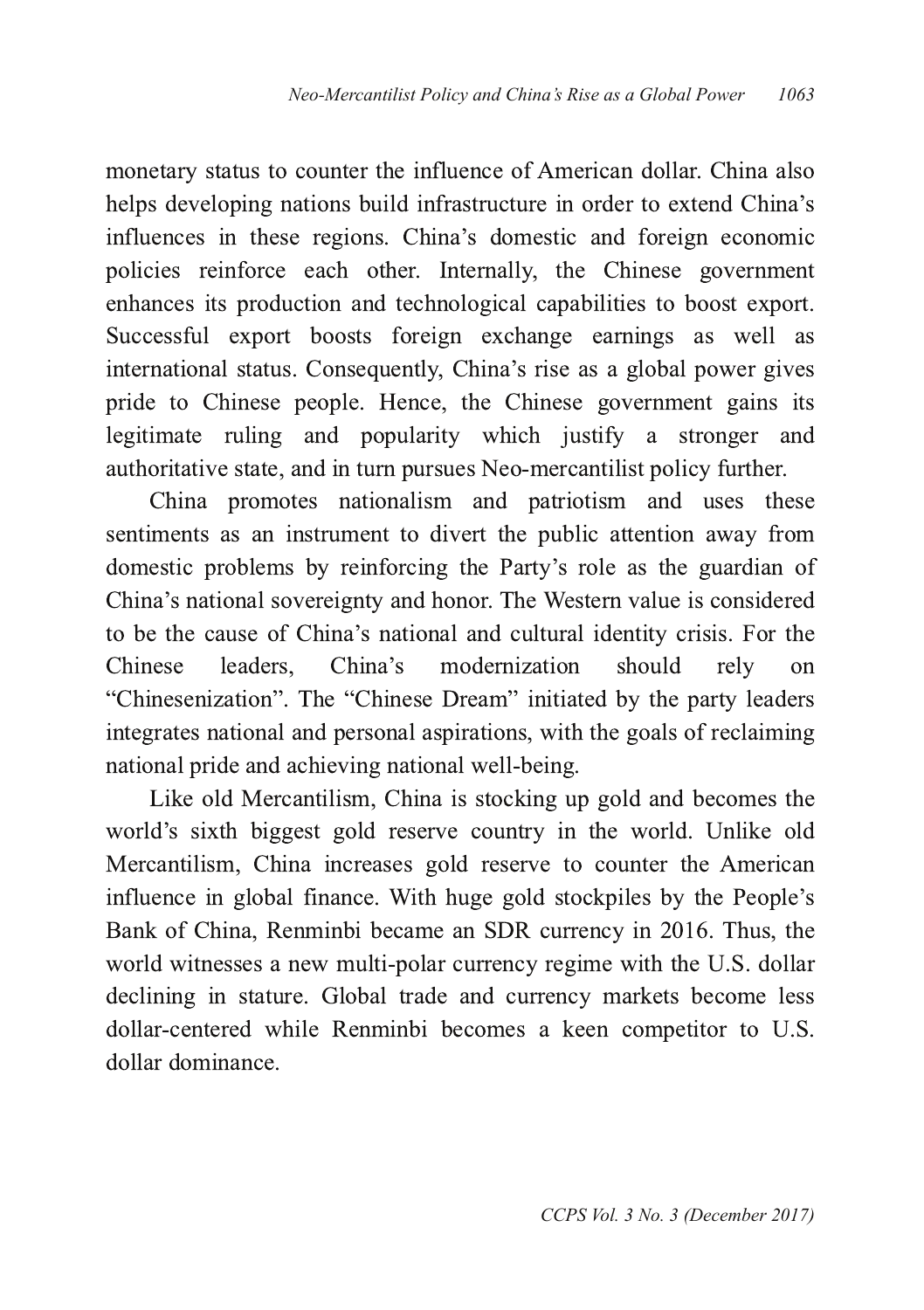monetary status to counter the influence of American dollar. China also helps developing nations build infrastructure in order to extend China's influences in these regions. China's domestic and foreign economic policies reinforce each other. Internally, the Chinese government enhances its production and technological capabilities to boost export. Successful export boosts foreign exchange earnings as well as international status. Consequently, China's rise as a global power gives pride to Chinese people. Hence, the Chinese government gains its legitimate ruling and popularity which justify a stronger and authoritative state, and in turn pursues Neo-mercantilist policy further.

China promotes nationalism and patriotism and uses these sentiments as an instrument to divert the public attention away from domestic problems by reinforcing the Party's role as the guardian of China's national sovereignty and honor. The Western value is considered to be the cause of China's national and cultural identity crisis. For the Chinese leaders, China's modernization should rely on "Chinesenization". The "Chinese Dream" initiated by the party leaders integrates national and personal aspirations, with the goals of reclaiming national pride and achieving national well-being.

Like old Mercantilism, China is stocking up gold and becomes the world's sixth biggest gold reserve country in the world. Unlike old Mercantilism, China increases gold reserve to counter the American influence in global finance. With huge gold stockpiles by the People's Bank of China, Renminbi became an SDR currency in 2016. Thus, the world witnesses a new multi-polar currency regime with the U.S. dollar declining in stature. Global trade and currency markets become less dollar-centered while Renminbi becomes a keen competitor to U.S. dollar dominance.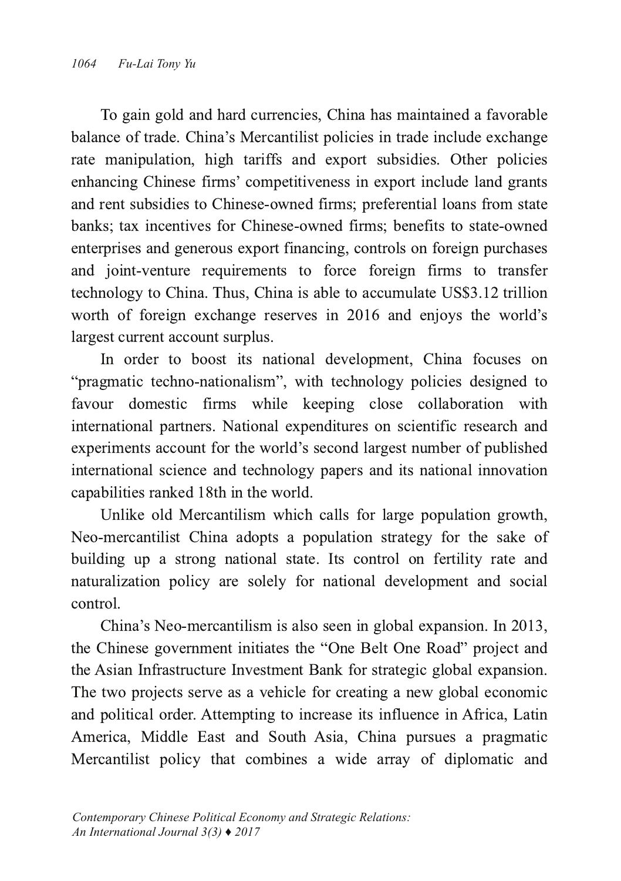To gain gold and hard currencies, China has maintained a favorable balance of trade. China's Mercantilist policies in trade include exchange rate manipulation, high tariffs and export subsidies. Other policies enhancing Chinese firms' competitiveness in export include land grants and rent subsidies to Chinese-owned firms; preferential loans from state banks; tax incentives for Chinese-owned firms; benefits to state-owned enterprises and generous export financing, controls on foreign purchases and joint-venture requirements to force foreign firms to transfer technology to China. Thus, China is able to accumulate US$3.12 trillion worth of foreign exchange reserves in 2016 and enjoys the world's largest current account surplus.

In order to boost its national development, China focuses on "pragmatic techno-nationalism", with technology policies designed to favour domestic firms while keeping close collaboration with international partners. National expenditures on scientific research and experiments account for the world's second largest number of published international science and technology papers and its national innovation capabilities ranked 18th in the world.

Unlike old Mercantilism which calls for large population growth, Neo-mercantilist China adopts a population strategy for the sake of building up a strong national state. Its control on fertility rate and naturalization policy are solely for national development and social control.

China's Neo-mercantilism is also seen in global expansion. In 2013, the Chinese government initiates the "One Belt One Road" project and the Asian Infrastructure Investment Bank for strategic global expansion. The two projects serve as a vehicle for creating a new global economic and political order. Attempting to increase its influence in Africa, Latin America, Middle East and South Asia, China pursues a pragmatic Mercantilist policy that combines a wide array of diplomatic and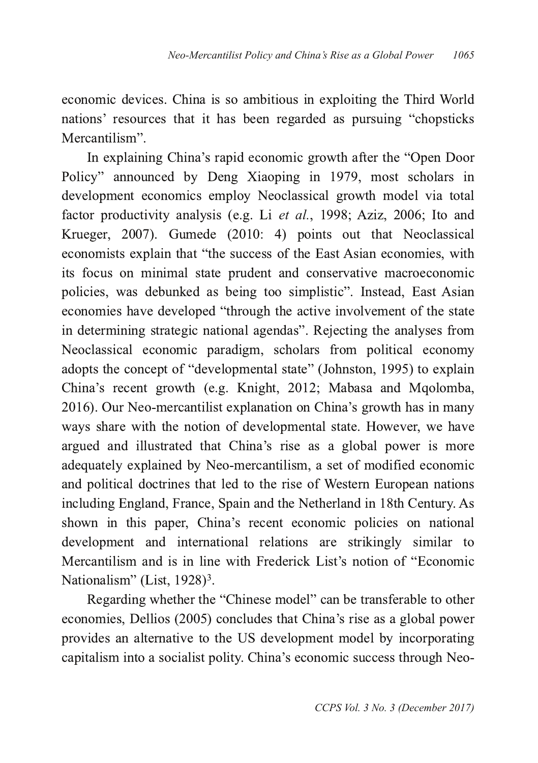economic devices. China is so ambitious in exploiting the Third World nations' resources that it has been regarded as pursuing "chopsticks Mercantilism".

In explaining China's rapid economic growth after the "Open Door Policy" announced by Deng Xiaoping in 1979, most scholars in development economics employ Neoclassical growth model via total factor productivity analysis (e.g. Li *et al.*, 1998; Aziz, 2006; Ito and Krueger, 2007). Gumede (2010: 4) points out that Neoclassical economists explain that "the success of the East Asian economies, with its focus on minimal state prudent and conservative macroeconomic policies, was debunked as being too simplistic". Instead, East Asian economies have developed "through the active involvement of the state in determining strategic national agendas". Rejecting the analyses from Neoclassical economic paradigm, scholars from political economy adopts the concept of "developmental state" (Johnston, 1995) to explain China's recent growth (e.g. Knight, 2012; Mabasa and Mqolomba, 2016). Our Neo-mercantilist explanation on China's growth has in many ways share with the notion of developmental state. However, we have argued and illustrated that China's rise as a global power is more adequately explained by Neo-mercantilism, a set of modified economic and political doctrines that led to the rise of Western European nations including England, France, Spain and the Netherland in 18th Century. As shown in this paper, China's recent economic policies on national development and international relations are strikingly similar to Mercantilism and is in line with Frederick List's notion of "Economic Nationalism" (List, 1928)[3].

Regarding whether the "Chinese model" can be transferable to other economies, Dellios (2005) concludes that China's rise as a global power provides an alternative to the US development model by incorporating capitalism into a socialist polity. China's economic success through Neo-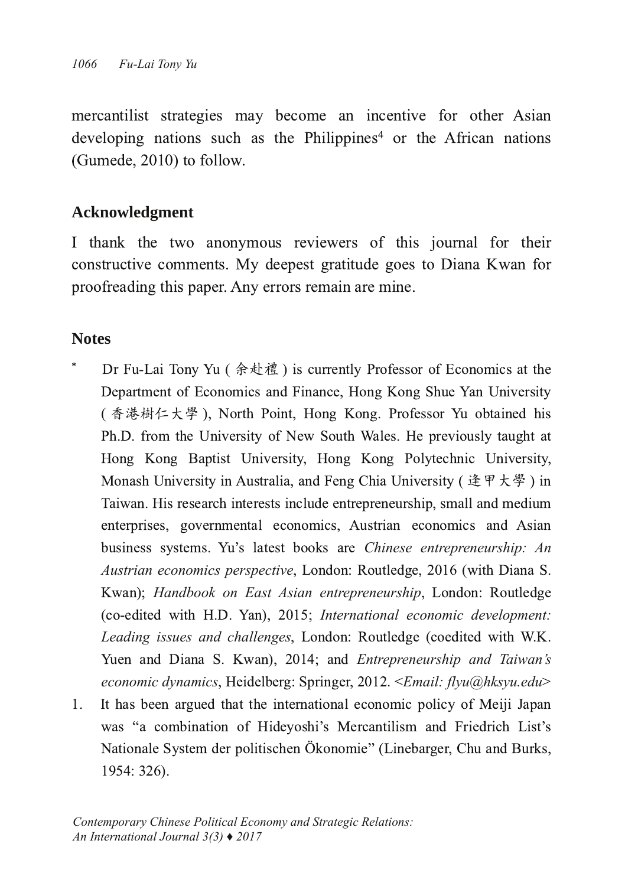mercantilist strategies may become an incentive for other Asian developing nations such as the Philippines[4] or the African nations (Gumede, 2010) to follow.

## Acknowledgment

I thank the two anonymous reviewers of this journal for their constructive comments. My deepest gratitude goes to Diana Kwan for proofreading this paper. Any errors remain are mine.

## Notes

\* Dr Fu-Lai Tony Yu (余赴禮) is currently Professor of Economics at the Department of Economics and Finance, Hong Kong Shue Yan University (香港樹仁大學), North Point, Hong Kong. Professor Yu obtained his Ph.D. from the University of New South Wales. He previously taught at Hong Kong Baptist University, Hong Kong Polytechnic University, Monash University in Australia, and Feng Chia University (逢甲大學) in Taiwan. His research interests include entrepreneurship, small and medium enterprises, governmental economics, Austrian economics and Asian business systems. Yu's latest books are *Chinese entrepreneurship: An Austrian economics perspective*, London: Routledge, 2016 (with Diana S. Kwan); *Handbook on East Asian entrepreneurship*, London: Routledge (co-edited with H.D. Yan), 2015; *International economic development: Leading issues and challenges*, London: Routledge (coedited with W.K. Yuen and Diana S. Kwan), 2014; and *Entrepreneurship and Taiwan's economic dynamics*, Heidelberg: Springer, 2012. <*Email: flyu@hksyu.edu*>

1. It has been argued that the international economic policy of Meiji Japan was "a combination of Hideyoshi's Mercantilism and Friedrich List's Nationale System der politischen Ökonomie" (Linebarger, Chu and Burks, 1954: 326).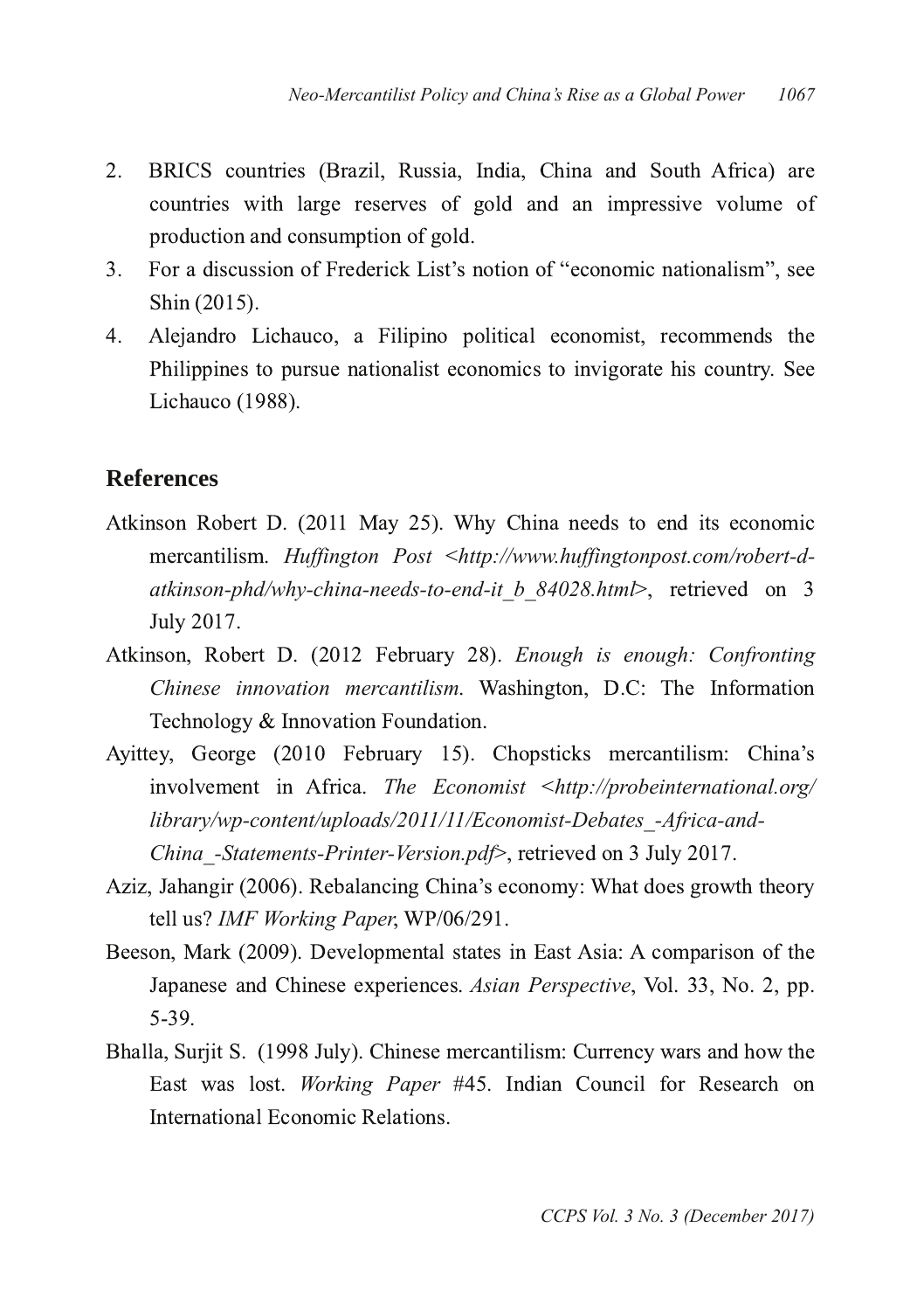2. BRICS countries (Brazil, Russia, India, China and South Africa) are countries with large reserves of gold and an impressive volume of production and consumption of gold.
3. For a discussion of Frederick List's notion of "economic nationalism", see Shin (2015).
4. Alejandro Lichauco, a Filipino political economist, recommends the Philippines to pursue nationalist economics to invigorate his country. See Lichauco (1988).

## References

Atkinson Robert D. (2011 May 25). Why China needs to end its economic mercantilism. *Huffington Post <http://www.huffingtonpost.com/robert-d-atkinson-phd/why-china-needs-to-end-it_b_84028.html>*, retrieved on 3 July 2017.

Atkinson, Robert D. (2012 February 28). *Enough is enough: Confronting Chinese innovation mercantilism.* Washington, D.C: The Information Technology & Innovation Foundation.

Ayittey, George (2010 February 15). Chopsticks mercantilism: China's involvement in Africa. *The Economist <http://probeinternational.org/library/wp-content/uploads/2011/11/Economist-Debates_-Africa-and-China_-Statements-Printer-Version.pdf>*, retrieved on 3 July 2017.

Aziz, Jahangir (2006). Rebalancing China's economy: What does growth theory tell us? *IMF Working Paper*, WP/06/291.

Beeson, Mark (2009). Developmental states in East Asia: A comparison of the Japanese and Chinese experiences. *Asian Perspective*, Vol. 33, No. 2, pp. 5-39.

Bhalla, Surjit S. (1998 July). Chinese mercantilism: Currency wars and how the East was lost. *Working Paper* #45. Indian Council for Research on International Economic Relations.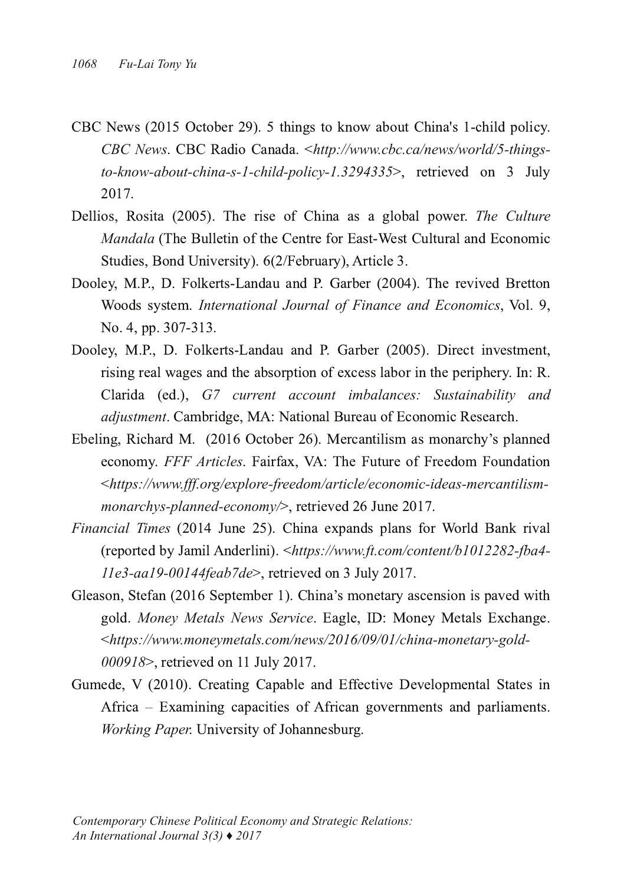CBC News (2015 October 29). 5 things to know about China's 1-child policy. *CBC News*. CBC Radio Canada. <*http://www.cbc.ca/news/world/5-things-to-know-about-china-s-1-child-policy-1.3294335*>, retrieved on 3 July 2017.

Dellios, Rosita (2005). The rise of China as a global power. *The Culture Mandala* (The Bulletin of the Centre for East-West Cultural and Economic Studies, Bond University). 6(2/February), Article 3.

Dooley, M.P., D. Folkerts-Landau and P. Garber (2004). The revived Bretton Woods system. *International Journal of Finance and Economics*, Vol. 9, No. 4, pp. 307-313.

Dooley, M.P., D. Folkerts-Landau and P. Garber (2005). Direct investment, rising real wages and the absorption of excess labor in the periphery. In: R. Clarida (ed.), *G7 current account imbalances: Sustainability and adjustment*. Cambridge, MA: National Bureau of Economic Research.

Ebeling, Richard M. (2016 October 26). Mercantilism as monarchy's planned economy. *FFF Articles*. Fairfax, VA: The Future of Freedom Foundation <*https://www.fff.org/explore-freedom/article/economic-ideas-mercantilism-monarchys-planned-economy/*>, retrieved 26 June 2017.

*Financial Times* (2014 June 25). China expands plans for World Bank rival (reported by Jamil Anderlini). <*https://www.ft.com/content/b1012282-fba4-11e3-aa19-00144feab7de*>, retrieved on 3 July 2017.

Gleason, Stefan (2016 September 1). China's monetary ascension is paved with gold. *Money Metals News Service*. Eagle, ID: Money Metals Exchange. <*https://www.moneymetals.com/news/2016/09/01/china-monetary-gold-000918*>, retrieved on 11 July 2017.

Gumede, V (2010). Creating Capable and Effective Developmental States in Africa – Examining capacities of African governments and parliaments. *Working Paper*. University of Johannesburg.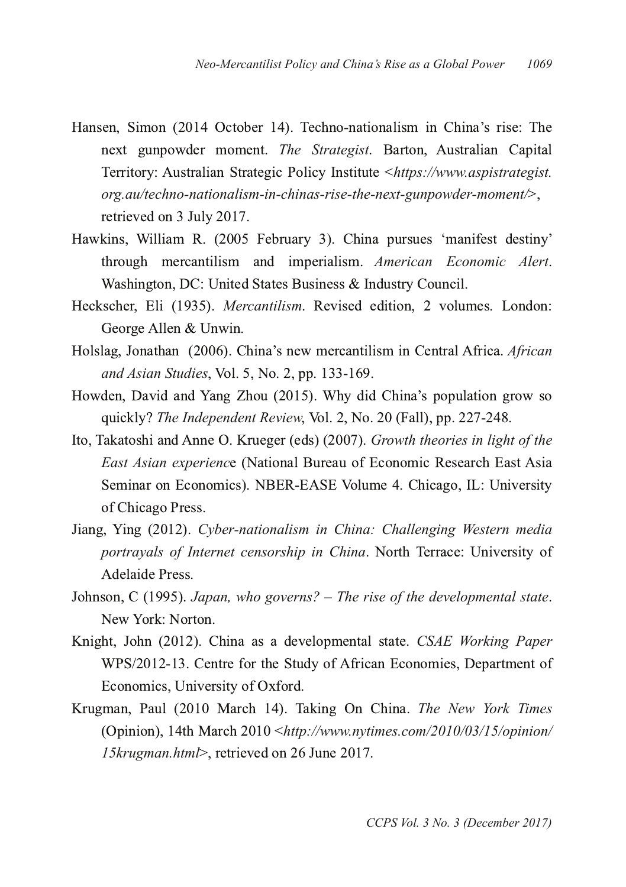Hansen, Simon (2014 October 14). Techno-nationalism in China's rise: The next gunpowder moment. *The Strategist*. Barton, Australian Capital Territory: Australian Strategic Policy Institute <*https://www.aspistrategist.org.au/techno-nationalism-in-chinas-rise-the-next-gunpowder-moment/*>, retrieved on 3 July 2017.

Hawkins, William R. (2005 February 3). China pursues 'manifest destiny' through mercantilism and imperialism. *American Economic Alert*. Washington, DC: United States Business & Industry Council.

Heckscher, Eli (1935). *Mercantilism*. Revised edition, 2 volumes. London: George Allen & Unwin.

Holslag, Jonathan (2006). China's new mercantilism in Central Africa. *African and Asian Studies*, Vol. 5, No. 2, pp. 133-169.

Howden, David and Yang Zhou (2015). Why did China's population grow so quickly? *The Independent Review*, Vol. 2, No. 20 (Fall), pp. 227-248.

Ito, Takatoshi and Anne O. Krueger (eds) (2007). *Growth theories in light of the East Asian experience* (National Bureau of Economic Research East Asia Seminar on Economics). NBER-EASE Volume 4. Chicago, IL: University of Chicago Press.

Jiang, Ying (2012). *Cyber-nationalism in China: Challenging Western media portrayals of Internet censorship in China*. North Terrace: University of Adelaide Press.

Johnson, C (1995). *Japan, who governs? – The rise of the developmental state*. New York: Norton.

Knight, John (2012). China as a developmental state. *CSAE Working Paper* WPS/2012-13. Centre for the Study of African Economies, Department of Economics, University of Oxford.

Krugman, Paul (2010 March 14). Taking On China. *The New York Times* (Opinion), 14th March 2010 <*http://www.nytimes.com/2010/03/15/opinion/15krugman.html*>, retrieved on 26 June 2017.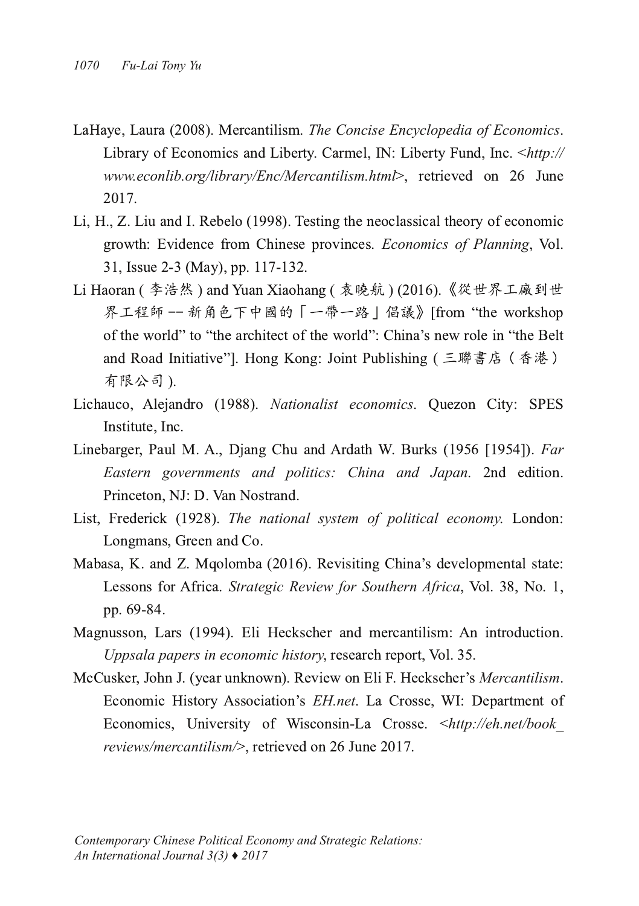LaHaye, Laura (2008). Mercantilism. *The Concise Encyclopedia of Economics*. Library of Economics and Liberty. Carmel, IN: Liberty Fund, Inc. <*http://www.econlib.org/library/Enc/Mercantilism.html*>, retrieved on 26 June 2017.

Li, H., Z. Liu and I. Rebelo (1998). Testing the neoclassical theory of economic growth: Evidence from Chinese provinces. *Economics of Planning*, Vol. 31, Issue 2-3 (May), pp. 117-132.

Li Haoran ( 李浩然 ) and Yuan Xiaohang ( 袁曉航 ) (2016).《從世界工廠到世界工程師 –– 新角色下中國的「一帶一路」倡議》[from "the workshop of the world" to "the architect of the world": China's new role in "the Belt and Road Initiative"]. Hong Kong: Joint Publishing ( 三聯書店（香港）有限公司 ).

Lichauco, Alejandro (1988). *Nationalist economics*. Quezon City: SPES Institute, Inc.

Linebarger, Paul M. A., Djang Chu and Ardath W. Burks (1956 [1954]). *Far Eastern governments and politics: China and Japan*. 2nd edition. Princeton, NJ: D. Van Nostrand.

List, Frederick (1928). *The national system of political economy*. London: Longmans, Green and Co.

Mabasa, K. and Z. Mqolomba (2016). Revisiting China's developmental state: Lessons for Africa. *Strategic Review for Southern Africa*, Vol. 38, No. 1, pp. 69-84.

Magnusson, Lars (1994). Eli Heckscher and mercantilism: An introduction. *Uppsala papers in economic history*, research report, Vol. 35.

McCusker, John J. (year unknown). Review on Eli F. Heckscher's *Mercantilism*. Economic History Association's *EH.net*. La Crosse, WI: Department of Economics, University of Wisconsin-La Crosse. <*http://eh.net/book_reviews/mercantilism/*>, retrieved on 26 June 2017.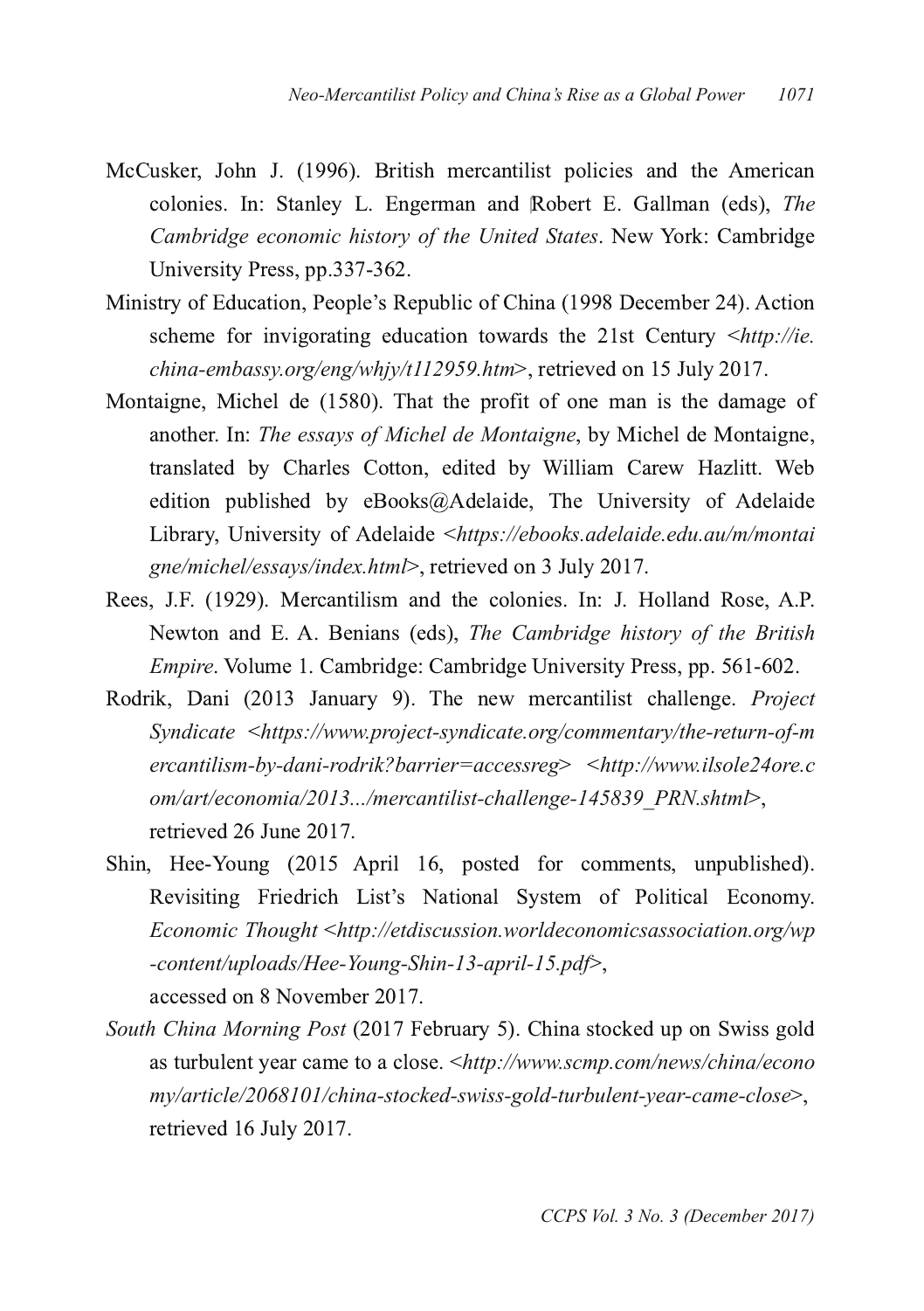McCusker, John J. (1996). British mercantilist policies and the American colonies. In: Stanley L. Engerman and Robert E. Gallman (eds), *The Cambridge economic history of the United States*. New York: Cambridge University Press, pp.337-362.

Ministry of Education, People's Republic of China (1998 December 24). Action scheme for invigorating education towards the 21st Century <*http://ie.china-embassy.org/eng/whjy/t112959.htm*>, retrieved on 15 July 2017.

Montaigne, Michel de (1580). That the profit of one man is the damage of another. In: *The essays of Michel de Montaigne*, by Michel de Montaigne, translated by Charles Cotton, edited by William Carew Hazlitt. Web edition published by eBooks@Adelaide, The University of Adelaide Library, University of Adelaide <*https://ebooks.adelaide.edu.au/m/montaigne/michel/essays/index.html*>, retrieved on 3 July 2017.

Rees, J.F. (1929). Mercantilism and the colonies. In: J. Holland Rose, A.P. Newton and E. A. Benians (eds), *The Cambridge history of the British Empire*. Volume 1. Cambridge: Cambridge University Press, pp. 561-602.

Rodrik, Dani (2013 January 9). The new mercantilist challenge. *Project Syndicate* <*https://www.project-syndicate.org/commentary/the-return-of-mercantilism-by-dani-rodrik?barrier=accessreg*> <*http://www.ilsole24ore.com/art/economia/2013.../mercantilist-challenge-145839_PRN.shtml*>, retrieved 26 June 2017.

Shin, Hee-Young (2015 April 16, posted for comments, unpublished). Revisiting Friedrich List's National System of Political Economy. *Economic Thought* <*http://etdiscussion.worldeconomicsassociation.org/wp-content/uploads/Hee-Young-Shin-13-april-15.pdf*>, accessed on 8 November 2017.

*South China Morning Post* (2017 February 5). China stocked up on Swiss gold as turbulent year came to a close. <*http://www.scmp.com/news/china/economy/article/2068101/china-stocked-swiss-gold-turbulent-year-came-close*>, retrieved 16 July 2017.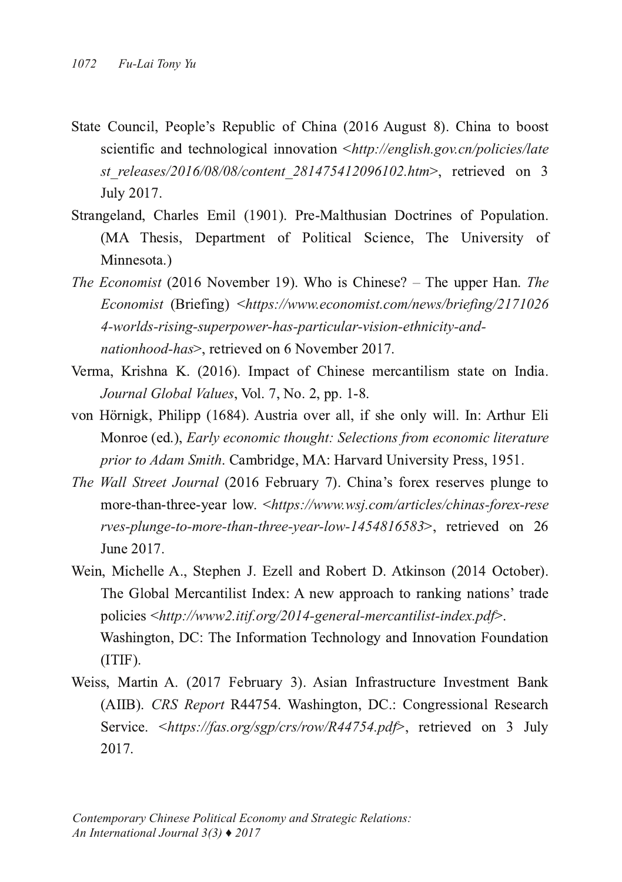State Council, People's Republic of China (2016 August 8). China to boost scientific and technological innovation <*http://english.gov.cn/policies/latest_releases/2016/08/08/content_281475412096102.htm*>, retrieved on 3 July 2017.

Strangeland, Charles Emil (1901). Pre-Malthusian Doctrines of Population. (MA Thesis, Department of Political Science, The University of Minnesota.)

*The Economist* (2016 November 19). Who is Chinese? – The upper Han. *The Economist* (Briefing) <*https://www.economist.com/news/briefing/21710264-worlds-rising-superpower-has-particular-vision-ethnicity-and-nationhood-has*>, retrieved on 6 November 2017.

Verma, Krishna K. (2016). Impact of Chinese mercantilism state on India. *Journal Global Values*, Vol. 7, No. 2, pp. 1-8.

von Hörnigk, Philipp (1684). Austria over all, if she only will. In: Arthur Eli Monroe (ed.), *Early economic thought: Selections from economic literature prior to Adam Smith*. Cambridge, MA: Harvard University Press, 1951.

*The Wall Street Journal* (2016 February 7). China's forex reserves plunge to more-than-three-year low. <*https://www.wsj.com/articles/chinas-forex-reserves-plunge-to-more-than-three-year-low-1454816583*>, retrieved on 26 June 2017.

Wein, Michelle A., Stephen J. Ezell and Robert D. Atkinson (2014 October). The Global Mercantilist Index: A new approach to ranking nations' trade policies <*http://www2.itif.org/2014-general-mercantilist-index.pdf*>. Washington, DC: The Information Technology and Innovation Foundation (ITIF).

Weiss, Martin A. (2017 February 3). Asian Infrastructure Investment Bank (AIIB). *CRS Report* R44754. Washington, DC.: Congressional Research Service. <*https://fas.org/sgp/crs/row/R44754.pdf*>, retrieved on 3 July 2017.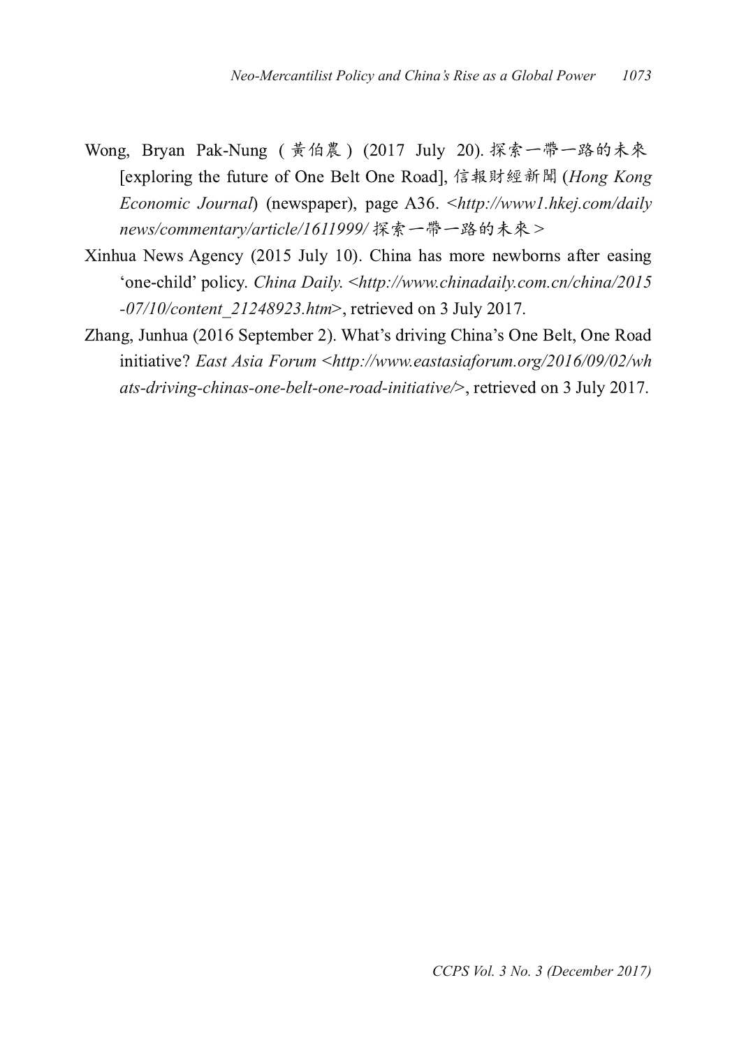Wong, Bryan Pak-Nung (黃伯農) (2017 July 20). 探索一帶一路的未來 [exploring the future of One Belt One Road], 信報財經新聞 (*Hong Kong Economic Journal*) (newspaper), page A36. <*http://www1.hkej.com/dailynews/commentary/article/1611999/探索一帶一路的未來*>

Xinhua News Agency (2015 July 10). China has more newborns after easing 'one-child' policy. *China Daily*. <*http://www.chinadaily.com.cn/china/2015-07/10/content_21248923.htm*>, retrieved on 3 July 2017.

Zhang, Junhua (2016 September 2). What's driving China's One Belt, One Road initiative? *East Asia Forum* <*http://www.eastasiaforum.org/2016/09/02/whats-driving-chinas-one-belt-one-road-initiative/*>, retrieved on 3 July 2017.